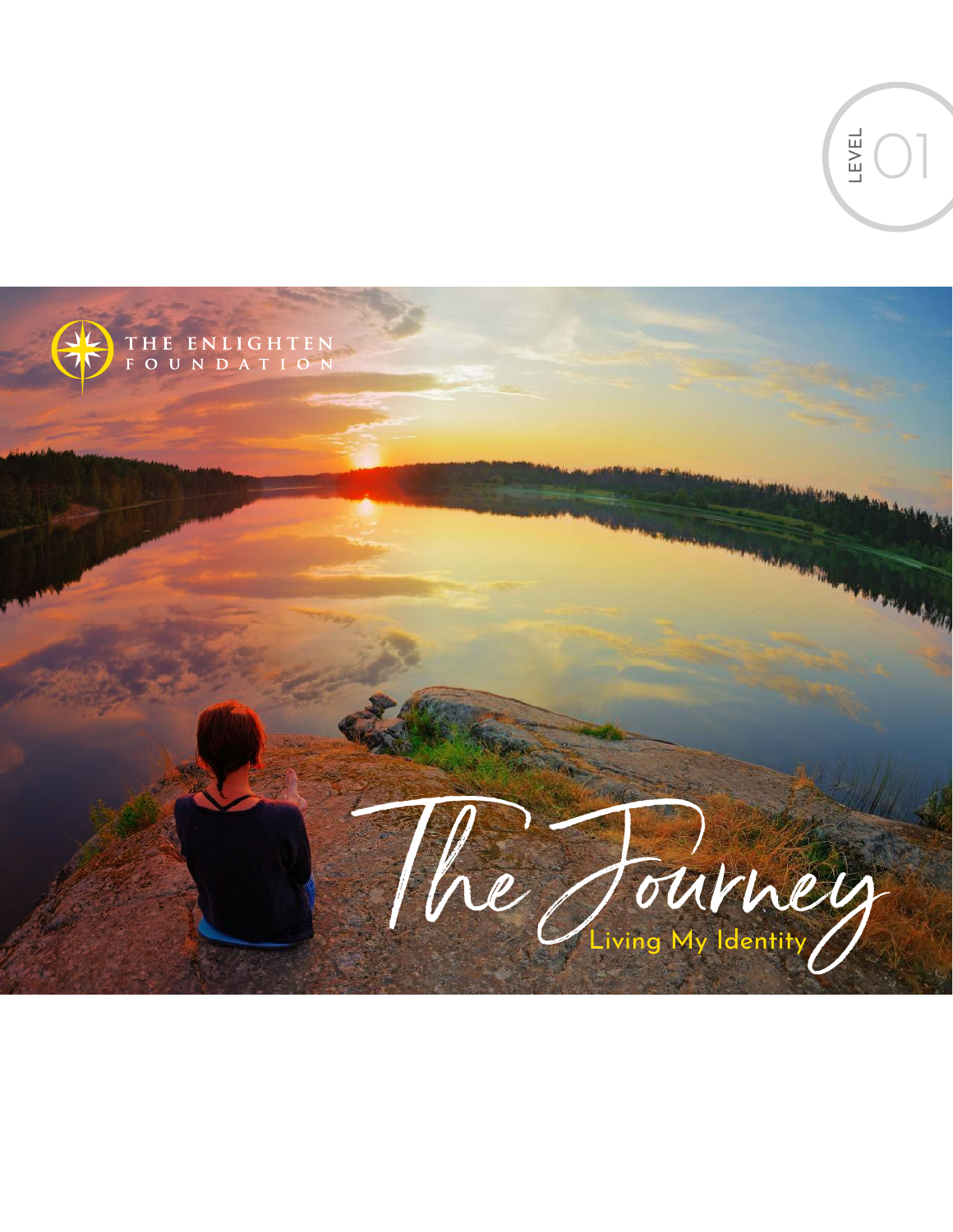LEVEL 01

THE ENLIGHTEN FOUNDATION

# The Journey

## Living My Identity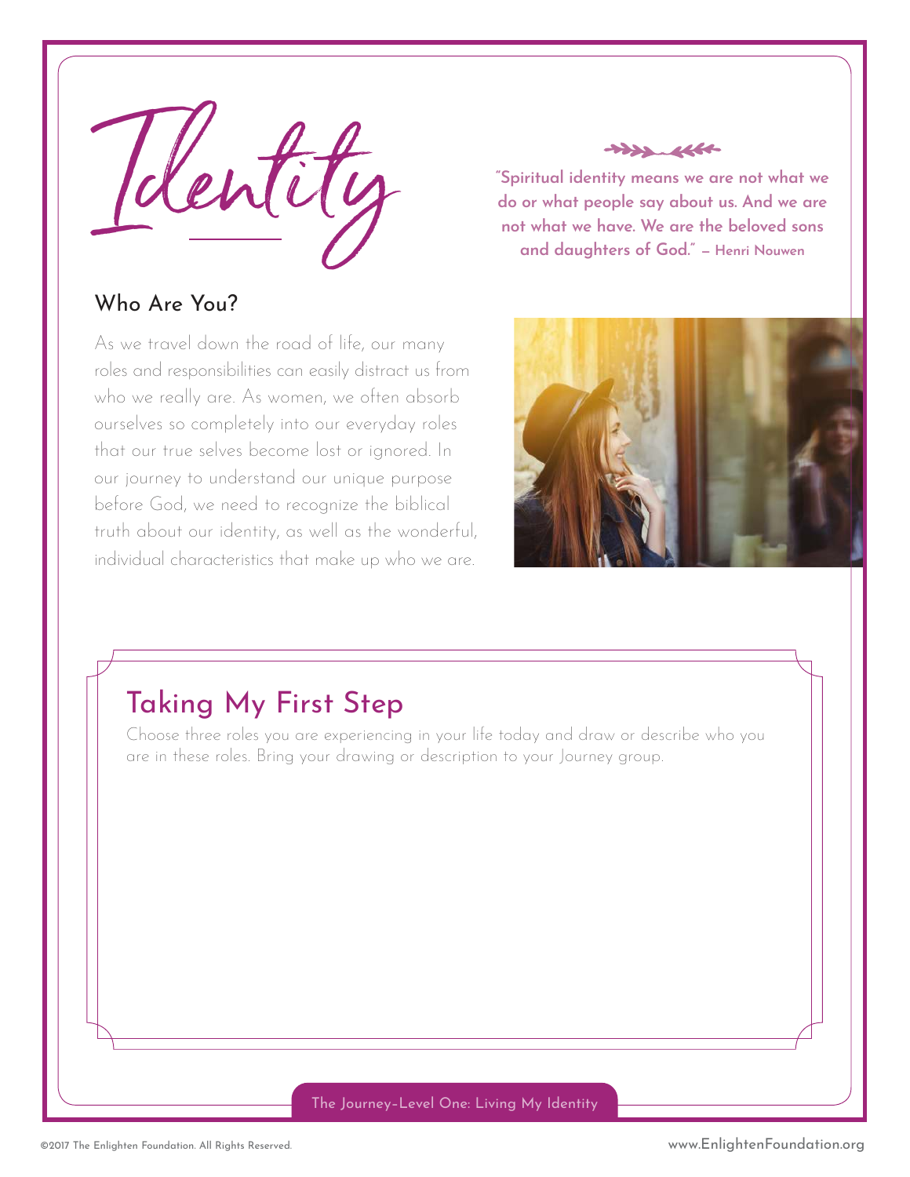# Identity

"Spiritual identity means we are not what we do or what people say about us. And we are not what we have. We are the beloved sons and daughters of God." – Henri Nouwen

## Who Are You?

As we travel down the road of life, our many roles and responsibilities can easily distract us from who we really are. As women, we often absorb ourselves so completely into our everyday roles that our true selves become lost or ignored. In our journey to understand our unique purpose before God, we need to recognize the biblical truth about our identity, as well as the wonderful, individual characteristics that make up who we are.

## Taking My First Step

Choose three roles you are experiencing in your life today and draw or describe who you are in these roles. Bring your drawing or description to your Journey group.

The Journey–Level One: Living My Identity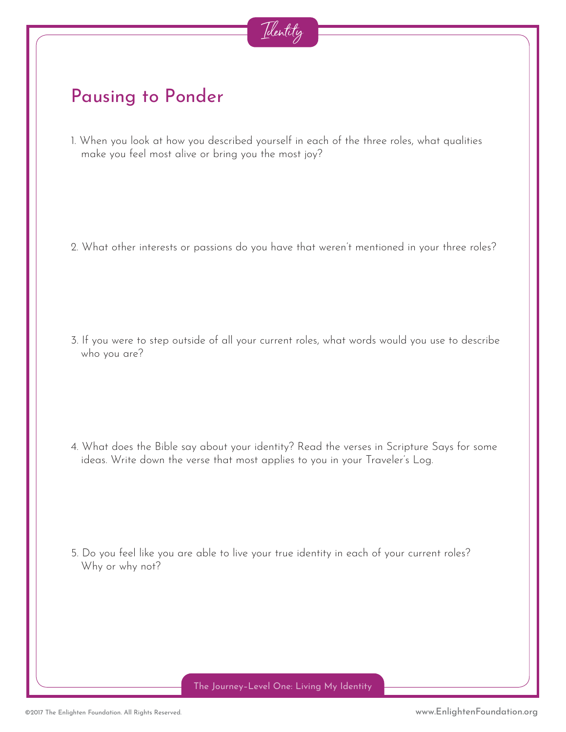# Pausing to Ponder

1. When you look at how you described yourself in each of the three roles, what qualities make you feel most alive or bring you the most joy?

2. What other interests or passions do you have that weren't mentioned in your three roles?

3. If you were to step outside of all your current roles, what words would you use to describe who you are?

4. What does the Bible say about your identity? Read the verses in Scripture Says for some ideas. Write down the verse that most applies to you in your Traveler's Log.

5. Do you feel like you are able to live your true identity in each of your current roles? Why or why not?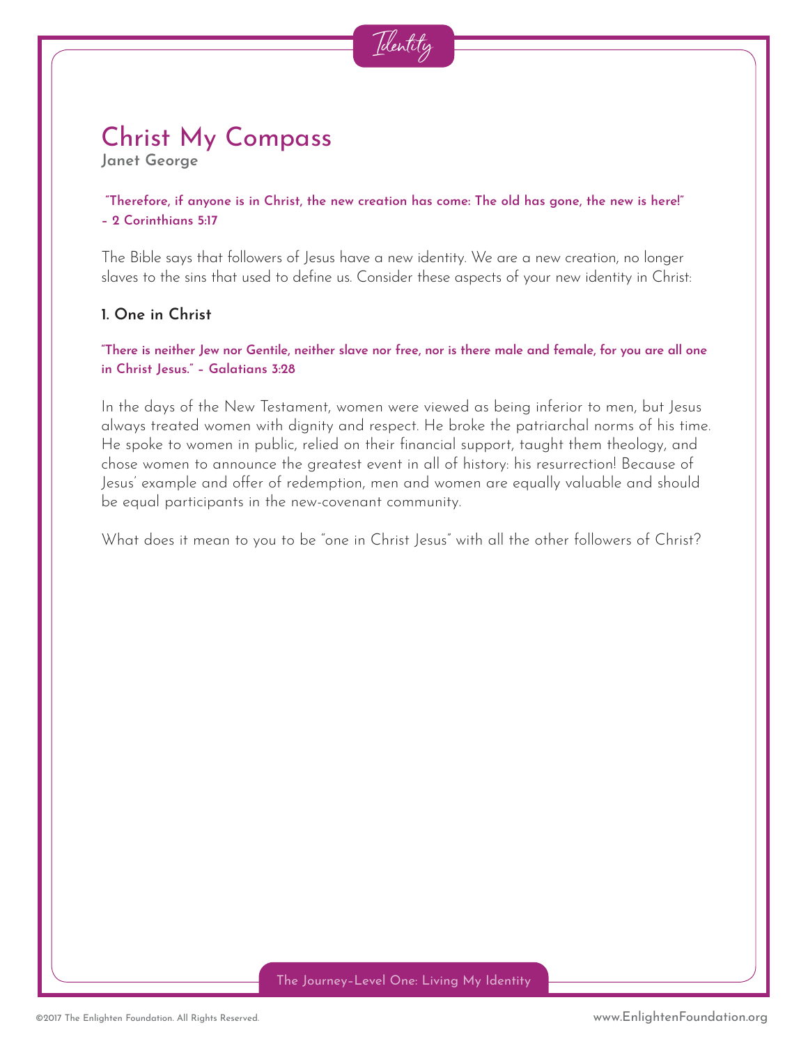# Christ My Compass

**Janet George**

**"Therefore, if anyone is in Christ, the new creation has come: The old has gone, the new is here!" – 2 Corinthians 5:17**

The Bible says that followers of Jesus have a new identity. We are a new creation, no longer slaves to the sins that used to define us. Consider these aspects of your new identity in Christ:

## 1. One in Christ

**"There is neither Jew nor Gentile, neither slave nor free, nor is there male and female, for you are all one in Christ Jesus." – Galatians 3:28**

In the days of the New Testament, women were viewed as being inferior to men, but Jesus always treated women with dignity and respect. He broke the patriarchal norms of his time. He spoke to women in public, relied on their financial support, taught them theology, and chose women to announce the greatest event in all of history: his resurrection! Because of Jesus' example and offer of redemption, men and women are equally valuable and should be equal participants in the new-covenant community.

What does it mean to you to be "one in Christ Jesus" with all the other followers of Christ?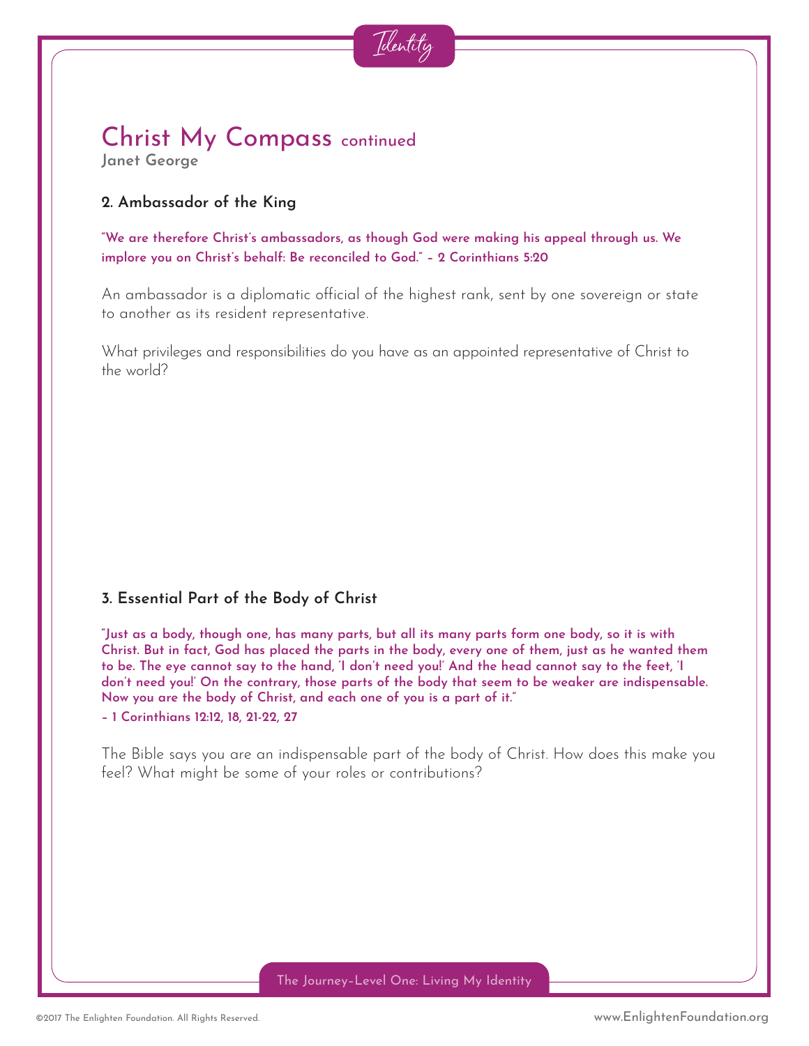# Christ My Compass continued

**Janet George**

### 2. Ambassador of the King

**"We are therefore Christ's ambassadors, as though God were making his appeal through us. We implore you on Christ's behalf: Be reconciled to God." – 2 Corinthians 5:20**

An ambassador is a diplomatic official of the highest rank, sent by one sovereign or state to another as its resident representative.

What privileges and responsibilities do you have as an appointed representative of Christ to the world?

### 3. Essential Part of the Body of Christ

**"Just as a body, though one, has many parts, but all its many parts form one body, so it is with Christ. But in fact, God has placed the parts in the body, every one of them, just as he wanted them to be. The eye cannot say to the hand, 'I don't need you!' And the head cannot say to the feet, 'I don't need you!' On the contrary, those parts of the body that seem to be weaker are indispensable. Now you are the body of Christ, and each one of you is a part of it."**

**– 1 Corinthians 12:12, 18, 21-22, 27**

The Bible says you are an indispensable part of the body of Christ. How does this make you feel? What might be some of your roles or contributions?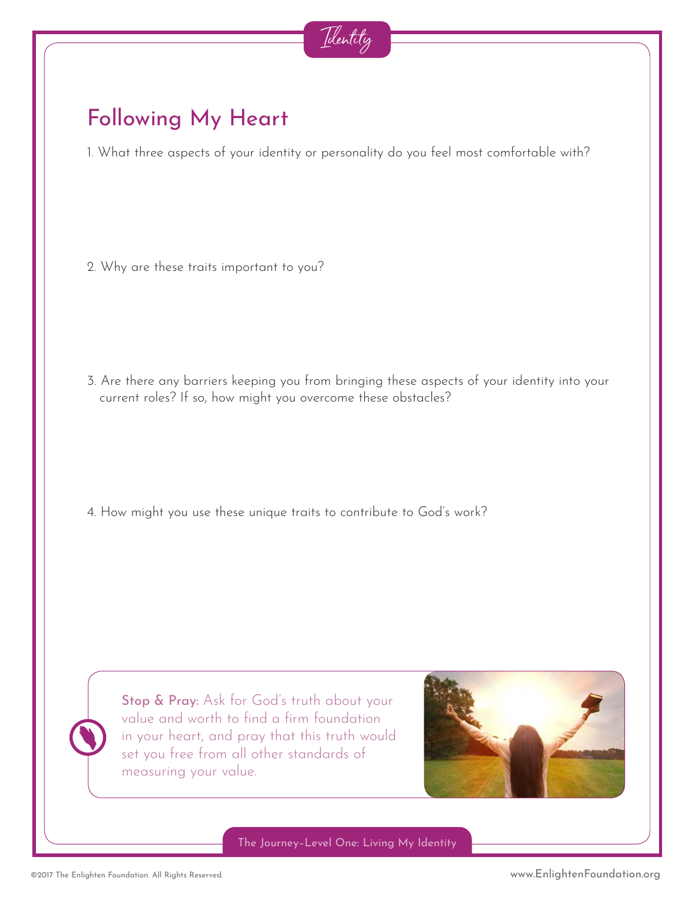Identity

## Following My Heart

1. What three aspects of your identity or personality do you feel most comfortable with?

2. Why are these traits important to you?

3. Are there any barriers keeping you from bringing these aspects of your identity into your current roles? If so, how might you overcome these obstacles?

4. How might you use these unique traits to contribute to God's work?

**Stop & Pray:** Ask for God's truth about your value and worth to find a firm foundation in your heart, and pray that this truth would set you free from all other standards of measuring your value.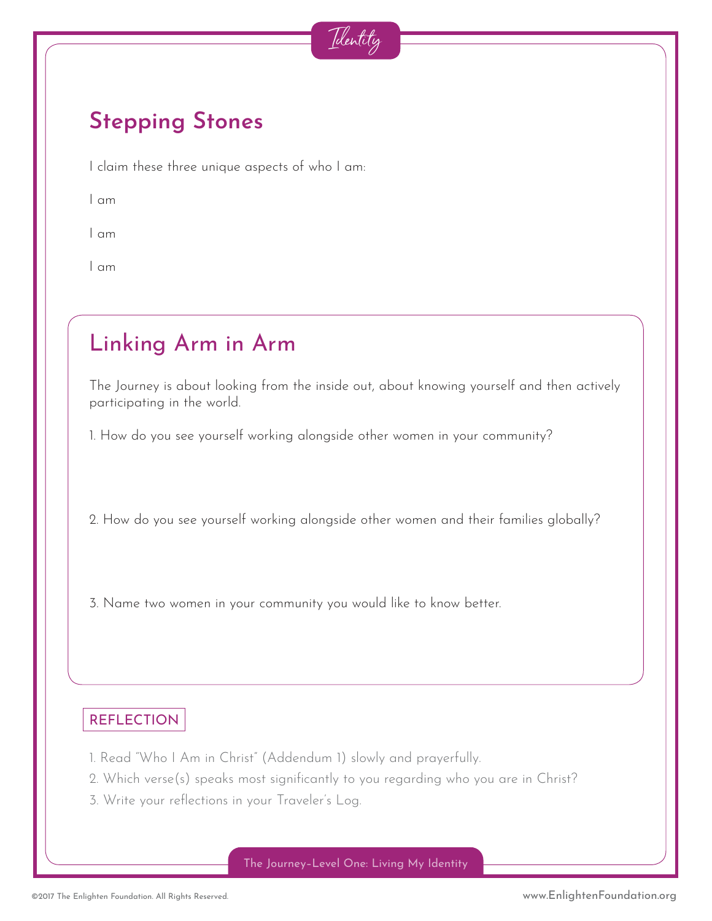Identity

## Stepping Stones

I claim these three unique aspects of who I am:

I am

I am

I am

## Linking Arm in Arm

The Journey is about looking from the inside out, about knowing yourself and then actively participating in the world.

1. How do you see yourself working alongside other women in your community?

2. How do you see yourself working alongside other women and their families globally?

3. Name two women in your community you would like to know better.

### REFLECTION

1. Read "Who I Am in Christ" (Addendum 1) slowly and prayerfully.
2. Which verse(s) speaks most significantly to you regarding who you are in Christ?
3. Write your reflections in your Traveler's Log.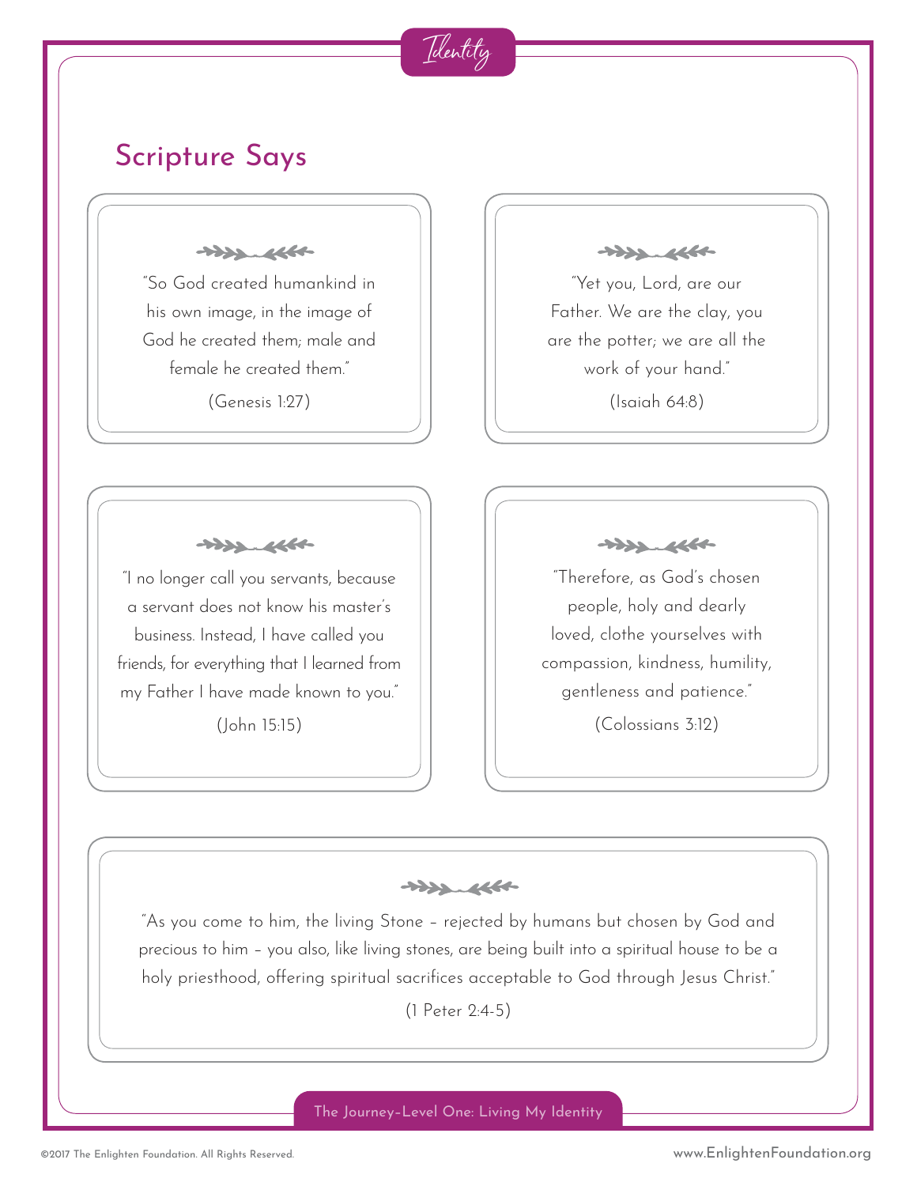Identity

## Scripture Says

"So God created humankind in his own image, in the image of God he created them; male and female he created them."

(Genesis 1:27)

"Yet you, Lord, are our Father. We are the clay, you are the potter; we are all the work of your hand."

(Isaiah 64:8)

"I no longer call you servants, because a servant does not know his master's business. Instead, I have called you friends, for everything that I learned from my Father I have made known to you."

(John 15:15)

"Therefore, as God's chosen people, holy and dearly loved, clothe yourselves with compassion, kindness, humility, gentleness and patience."

(Colossians 3:12)

"As you come to him, the living Stone – rejected by humans but chosen by God and precious to him – you also, like living stones, are being built into a spiritual house to be a holy priesthood, offering spiritual sacrifices acceptable to God through Jesus Christ."

(1 Peter 2:4-5)

The Journey–Level One: Living My Identity

©2017 The Enlighten Foundation. All Rights Reserved.

www.EnlightenFoundation.org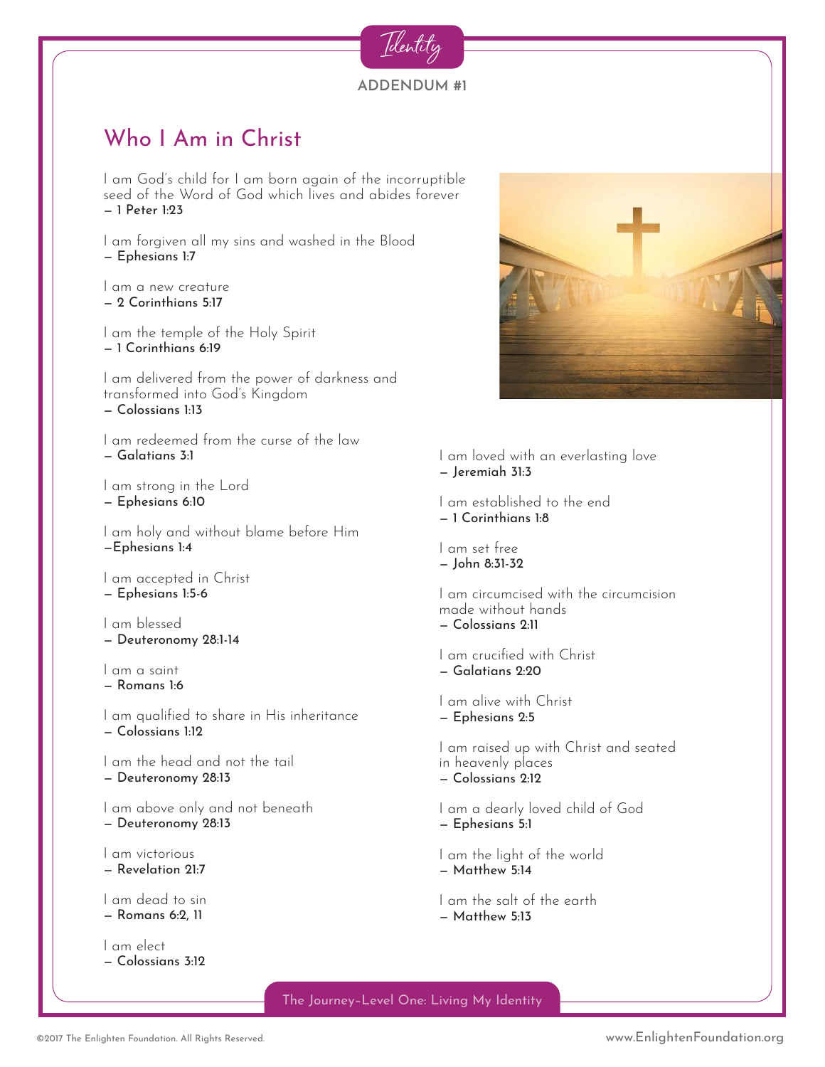Identity

ADDENDUM #1

## Who I Am in Christ

I am God's child for I am born again of the incorruptible seed of the Word of God which lives and abides forever
— **1 Peter 1:23**

I am forgiven all my sins and washed in the Blood
— **Ephesians 1:7**

I am a new creature
— **2 Corinthians 5:17**

I am the temple of the Holy Spirit
— **1 Corinthians 6:19**

I am delivered from the power of darkness and transformed into God's Kingdom
— **Colossians 1:13**

I am redeemed from the curse of the law
— **Galatians 3:1**

I am strong in the Lord
— **Ephesians 6:10**

I am holy and without blame before Him
—**Ephesians 1:4**

I am accepted in Christ
— **Ephesians 1:5-6**

I am blessed
— **Deuteronomy 28:1-14**

I am a saint
— **Romans 1:6**

I am qualified to share in His inheritance
— **Colossians 1:12**

I am the head and not the tail
— **Deuteronomy 28:13**

I am above only and not beneath
— **Deuteronomy 28:13**

I am victorious
— **Revelation 21:7**

I am dead to sin
— **Romans 6:2, 11**

I am elect
— **Colossians 3:12**

I am loved with an everlasting love
— **Jeremiah 31:3**

I am established to the end
— **1 Corinthians 1:8**

I am set free
— **John 8:31-32**

I am circumcised with the circumcision made without hands
— **Colossians 2:11**

I am crucified with Christ
— **Galatians 2:20**

I am alive with Christ
— **Ephesians 2:5**

I am raised up with Christ and seated in heavenly places
— **Colossians 2:12**

I am a dearly loved child of God
— **Ephesians 5:1**

I am the light of the world
— **Matthew 5:14**

I am the salt of the earth
— **Matthew 5:13**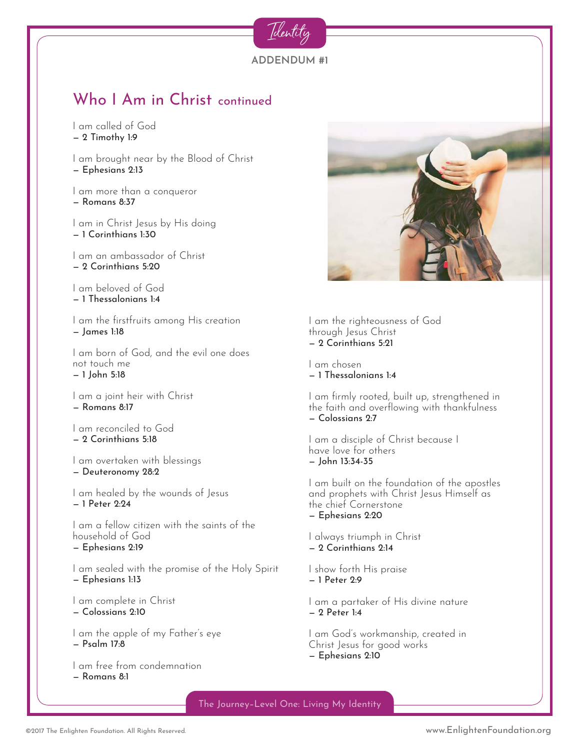Identity

ADDENDUM #1

## Who I Am in Christ continued

I am called of God
— **2 Timothy 1:9**

I am brought near by the Blood of Christ
— **Ephesians 2:13**

I am more than a conqueror
— **Romans 8:37**

I am in Christ Jesus by His doing
— **1 Corinthians 1:30**

I am an ambassador of Christ
— **2 Corinthians 5:20**

I am beloved of God
— **1 Thessalonians 1:4**

I am the firstfruits among His creation
— **James 1:18**

I am born of God, and the evil one does not touch me
— **1 John 5:18**

I am a joint heir with Christ
— **Romans 8:17**

I am reconciled to God
— **2 Corinthians 5:18**

I am overtaken with blessings
— **Deuteronomy 28:2**

I am healed by the wounds of Jesus
— **1 Peter 2:24**

I am a fellow citizen with the saints of the household of God
— **Ephesians 2:19**

I am sealed with the promise of the Holy Spirit
— **Ephesians 1:13**

I am complete in Christ
— **Colossians 2:10**

I am the apple of my Father's eye
— **Psalm 17:8**

I am free from condemnation
— **Romans 8:1**

I am the righteousness of God through Jesus Christ
— **2 Corinthians 5:21**

I am chosen
— **1 Thessalonians 1:4**

I am firmly rooted, built up, strengthened in the faith and overflowing with thankfulness
— **Colossians 2:7**

I am a disciple of Christ because I have love for others
— **John 13:34-35**

I am built on the foundation of the apostles and prophets with Christ Jesus Himself as the chief Cornerstone
— **Ephesians 2:20**

I always triumph in Christ
— **2 Corinthians 2:14**

I show forth His praise
— **1 Peter 2:9**

I am a partaker of His divine nature
— **2 Peter 1:4**

I am God's workmanship, created in Christ Jesus for good works
— **Ephesians 2:10**

The Journey–Level One: Living My Identity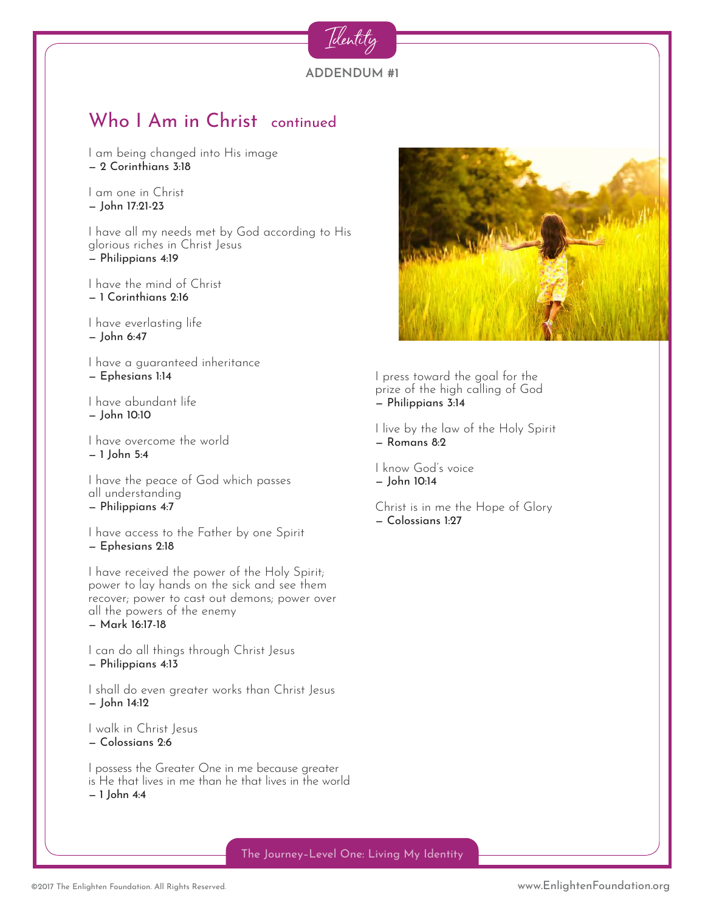Identity

ADDENDUM #1

## Who I Am in Christ continued

I am being changed into His image
— 2 Corinthians 3:18

I am one in Christ
— John 17:21-23

I have all my needs met by God according to His glorious riches in Christ Jesus
— Philippians 4:19

I have the mind of Christ
— 1 Corinthians 2:16

I have everlasting life
— John 6:47

I have a guaranteed inheritance
— Ephesians 1:14

I have abundant life
— John 10:10

I have overcome the world
— 1 John 5:4

I have the peace of God which passes all understanding
— Philippians 4:7

I have access to the Father by one Spirit
— Ephesians 2:18

I have received the power of the Holy Spirit; power to lay hands on the sick and see them recover; power to cast out demons; power over all the powers of the enemy
— Mark 16:17-18

I can do all things through Christ Jesus
— Philippians 4:13

I shall do even greater works than Christ Jesus
— John 14:12

I walk in Christ Jesus
— Colossians 2:6

I possess the Greater One in me because greater is He that lives in me than he that lives in the world
— 1 John 4:4

I press toward the goal for the prize of the high calling of God
— Philippians 3:14

I live by the law of the Holy Spirit
— Romans 8:2

I know God's voice
— John 10:14

Christ is in me the Hope of Glory
— Colossians 1:27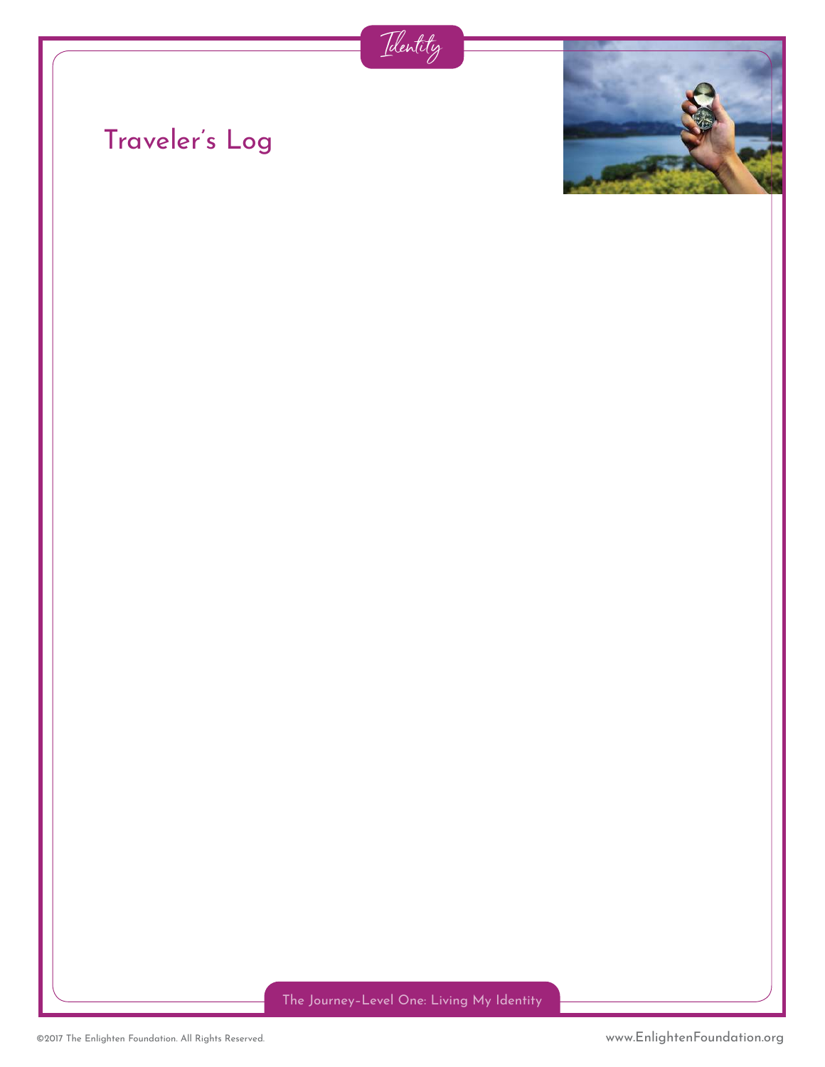# Traveler's Log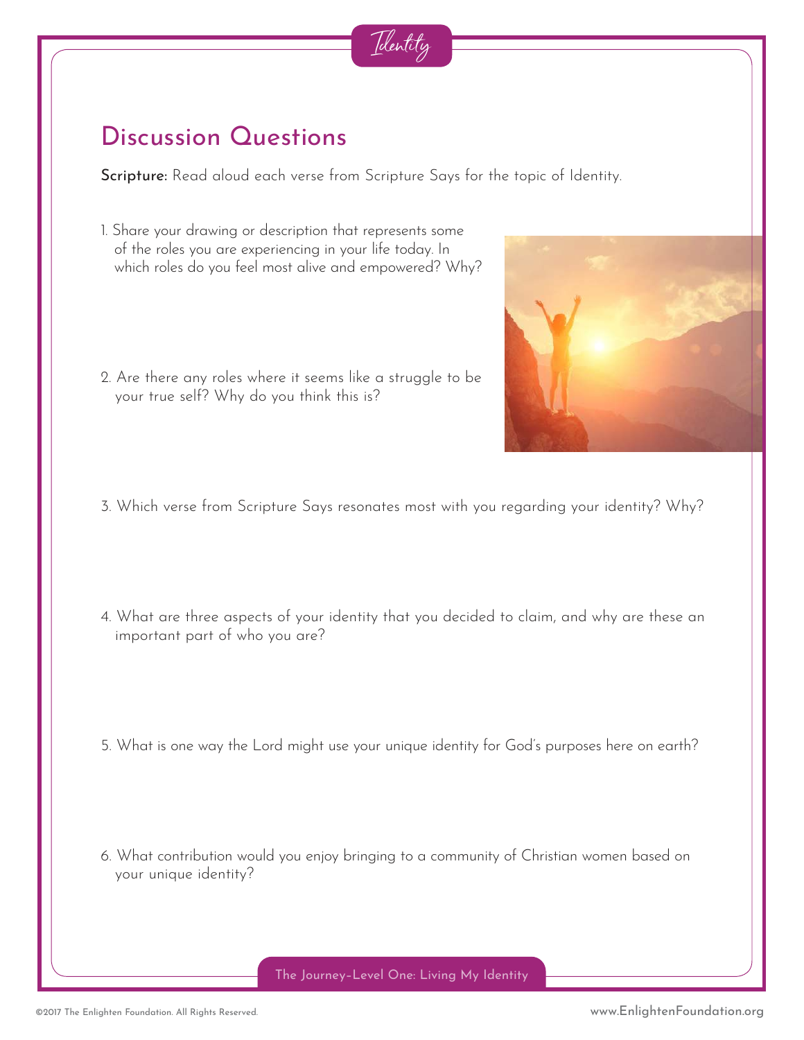# Identity

## Discussion Questions

**Scripture:** Read aloud each verse from Scripture Says for the topic of Identity.

1. Share your drawing or description that represents some of the roles you are experiencing in your life today. In which roles do you feel most alive and empowered? Why?

2. Are there any roles where it seems like a struggle to be your true self? Why do you think this is?

3. Which verse from Scripture Says resonates most with you regarding your identity? Why?

4. What are three aspects of your identity that you decided to claim, and why are these an important part of who you are?

5. What is one way the Lord might use your unique identity for God's purposes here on earth?

6. What contribution would you enjoy bringing to a community of Christian women based on your unique identity?

The Journey–Level One: Living My Identity

©2017 The Enlighten Foundation. All Rights Reserved. www.EnlightenFoundation.org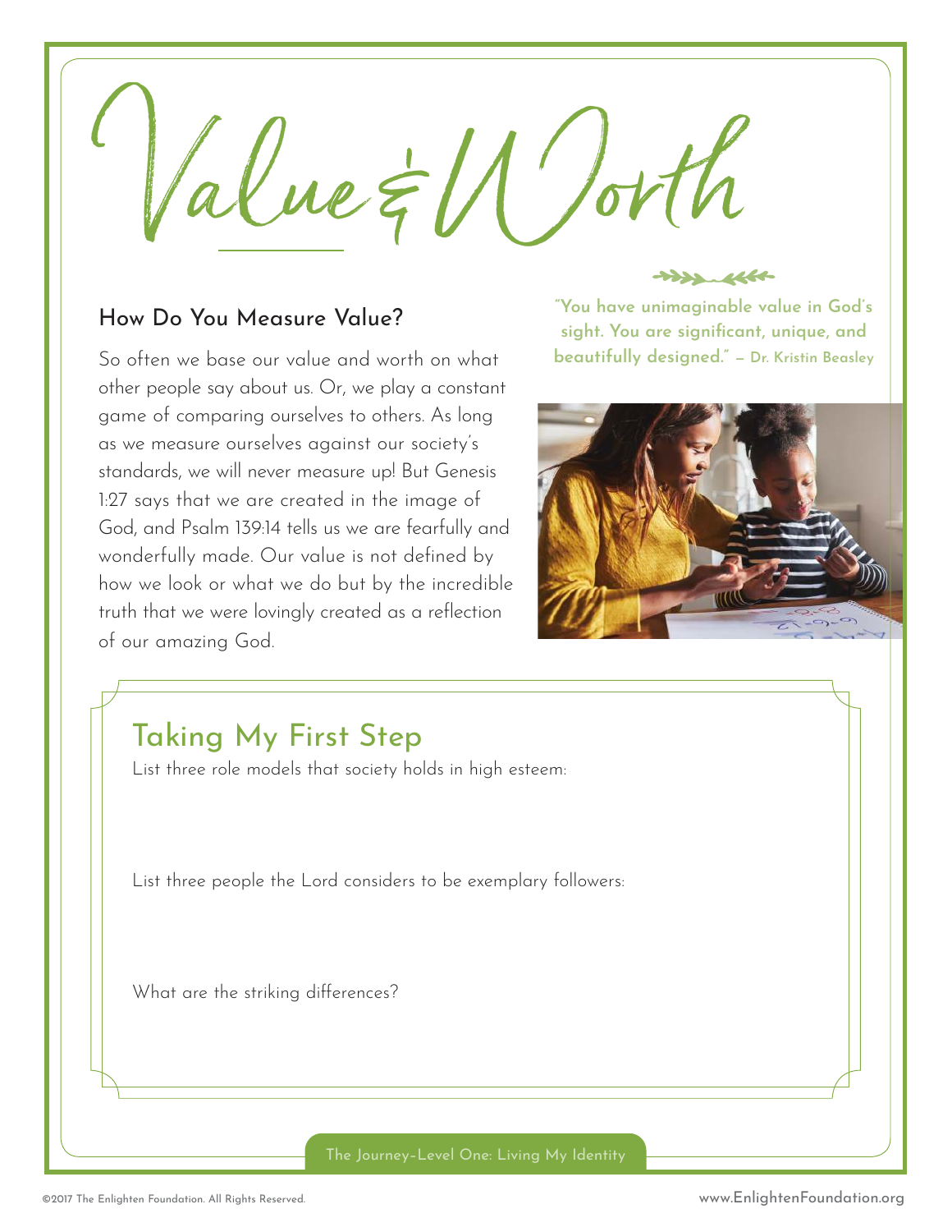# Value & Worth

## How Do You Measure Value?

So often we base our value and worth on what other people say about us. Or, we play a constant game of comparing ourselves to others. As long as we measure ourselves against our society's standards, we will never measure up! But Genesis 1:27 says that we are created in the image of God, and Psalm 139:14 tells us we are fearfully and wonderfully made. Our value is not defined by how we look or what we do but by the incredible truth that we were lovingly created as a reflection of our amazing God.

**"You have unimaginable value in God's sight. You are significant, unique, and beautifully designed."** — Dr. Kristin Beasley

## Taking My First Step

List three role models that society holds in high esteem:

List three people the Lord considers to be exemplary followers:

What are the striking differences?

The Journey–Level One: Living My Identity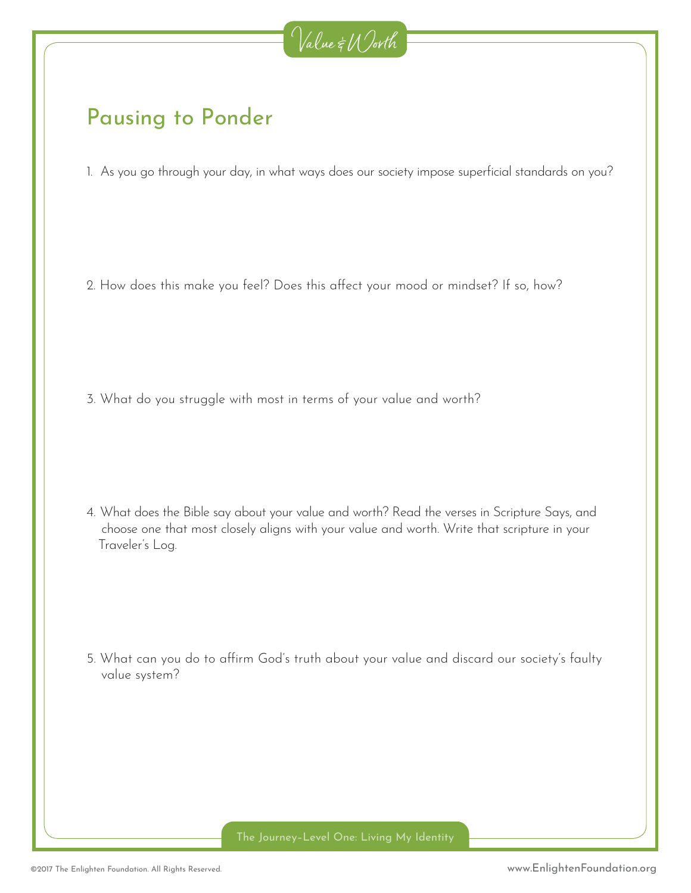Value & Worth

## Pausing to Ponder

1. As you go through your day, in what ways does our society impose superficial standards on you?

2. How does this make you feel? Does this affect your mood or mindset? If so, how?

3. What do you struggle with most in terms of your value and worth?

4. What does the Bible say about your value and worth? Read the verses in Scripture Says, and choose one that most closely aligns with your value and worth. Write that scripture in your Traveler's Log.

5. What can you do to affirm God's truth about your value and discard our society's faulty value system?

The Journey–Level One: Living My Identity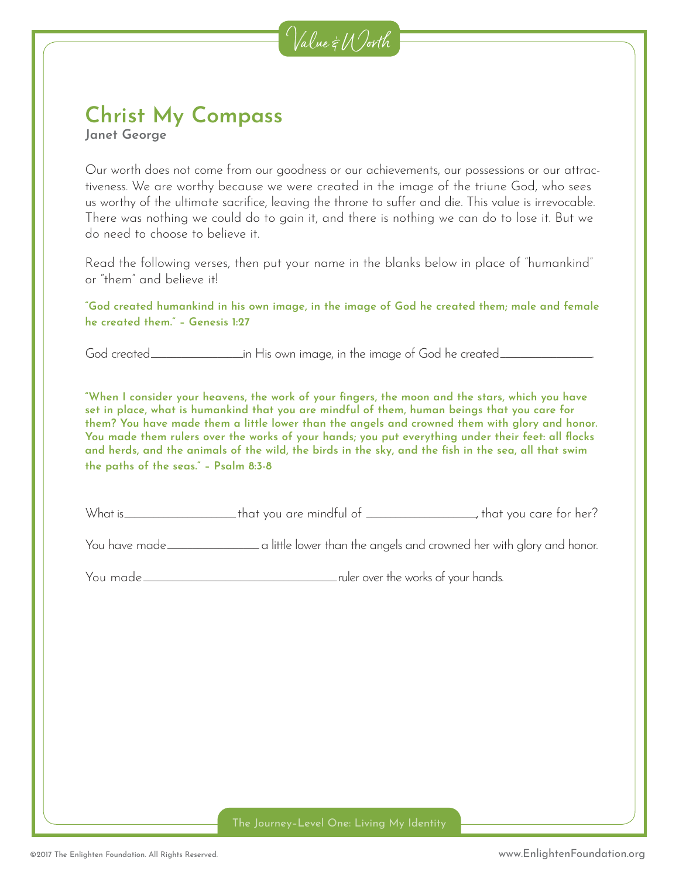# Christ My Compass

**Janet George**

Our worth does not come from our goodness or our achievements, our possessions or our attractiveness. We are worthy because we were created in the image of the triune God, who sees us worthy of the ultimate sacrifice, leaving the throne to suffer and die. This value is irrevocable. There was nothing we could do to gain it, and there is nothing we can do to lose it. But we do need to choose to believe it.

Read the following verses, then put your name in the blanks below in place of "humankind" or "them" and believe it!

**"God created humankind in his own image, in the image of God he created them; male and female he created them." – Genesis 1:27**

God created ______________ in His own image, in the image of God he created ______________.

**"When I consider your heavens, the work of your fingers, the moon and the stars, which you have set in place, what is humankind that you are mindful of them, human beings that you care for them? You have made them a little lower than the angels and crowned them with glory and honor. You made them rulers over the works of your hands; you put everything under their feet: all flocks and herds, and the animals of the wild, the birds in the sky, and the fish in the sea, all that swim the paths of the seas." – Psalm 8:3-8**

What is ________________ that you are mindful of ________________, that you care for her?

You have made ______________ a little lower than the angels and crowned her with glory and honor.

You made ______________________________ ruler over the works of your hands.

The Journey–Level One: Living My Identity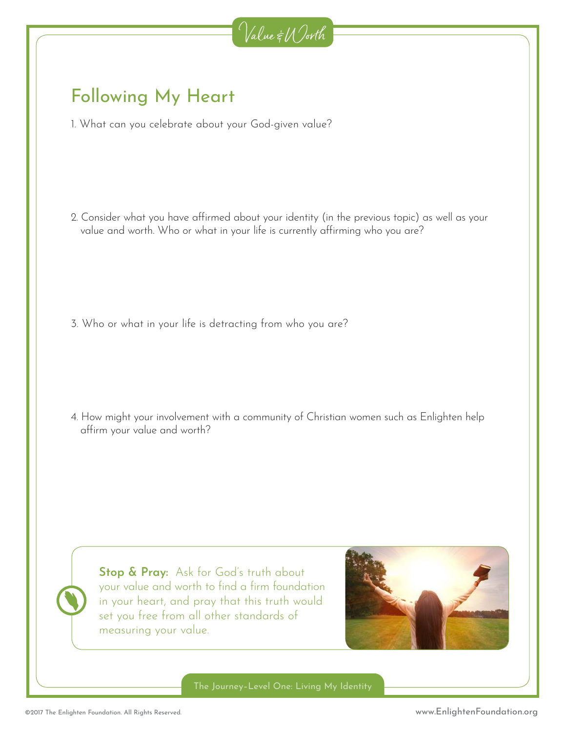# Following My Heart

1. What can you celebrate about your God-given value?

2. Consider what you have affirmed about your identity (in the previous topic) as well as your value and worth. Who or what in your life is currently affirming who you are?

3. Who or what in your life is detracting from who you are?

4. How might your involvement with a community of Christian women such as Enlighten help affirm your value and worth?

**Stop & Pray:** Ask for God's truth about your value and worth to find a firm foundation in your heart, and pray that this truth would set you free from all other standards of measuring your value.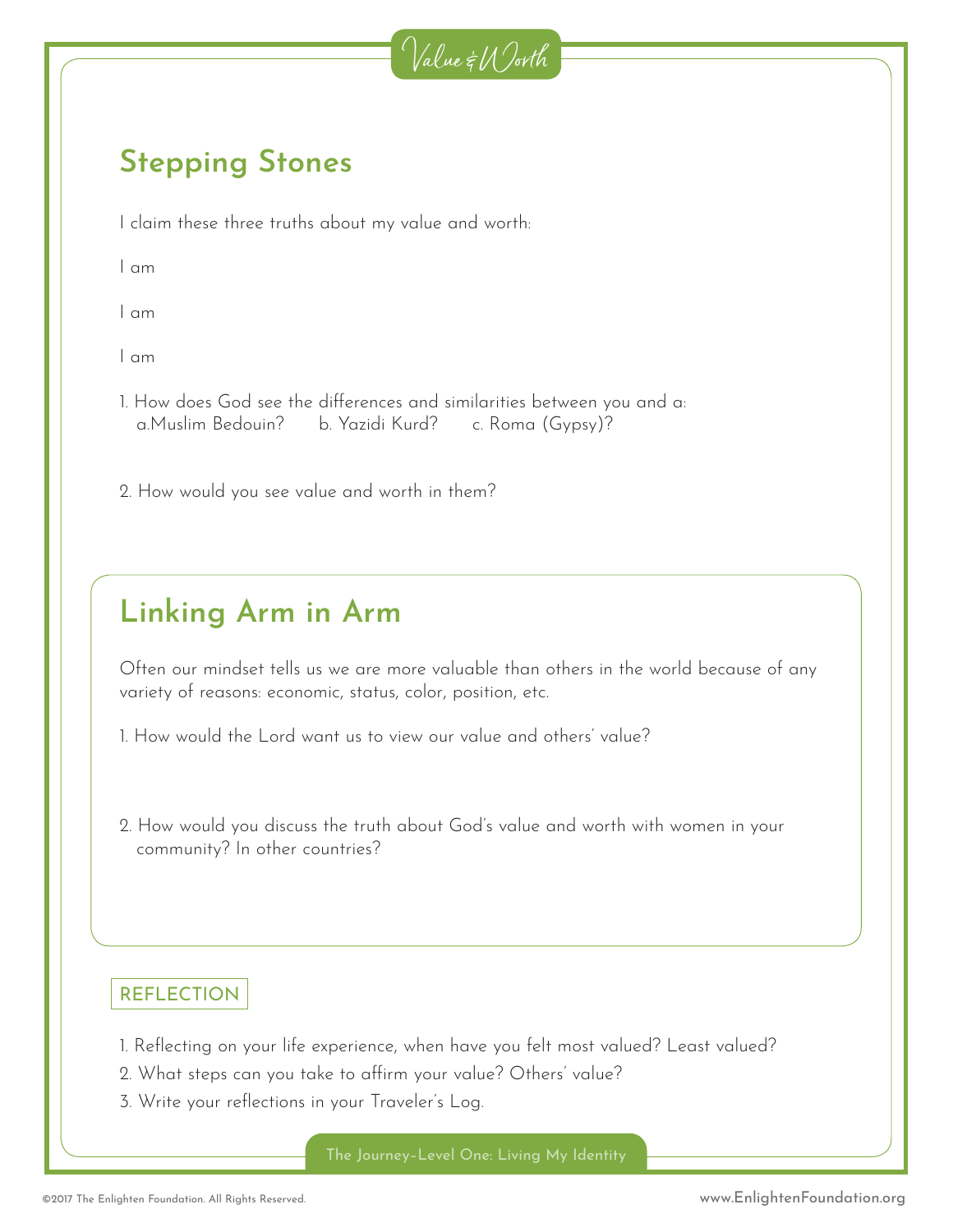Value & Worth

## Stepping Stones

I claim these three truths about my value and worth:

I am

I am

I am

1. How does God see the differences and similarities between you and a:
   a. Muslim Bedouin?  b. Yazidi Kurd?  c. Roma (Gypsy)?

2. How would you see value and worth in them?

## Linking Arm in Arm

Often our mindset tells us we are more valuable than others in the world because of any variety of reasons: economic, status, color, position, etc.

1. How would the Lord want us to view our value and others' value?

2. How would you discuss the truth about God's value and worth with women in your community? In other countries?

### REFLECTION

1. Reflecting on your life experience, when have you felt most valued? Least valued?
2. What steps can you take to affirm your value? Others' value?
3. Write your reflections in your Traveler's Log.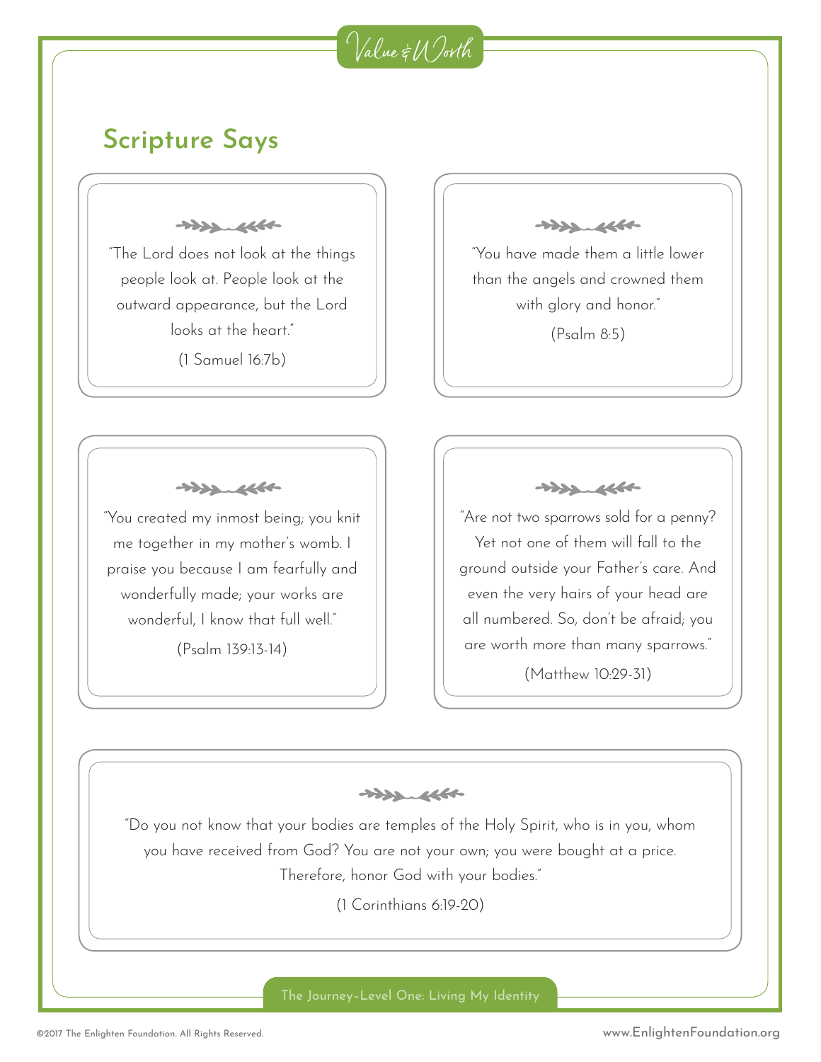## Scripture Says

"The Lord does not look at the things people look at. People look at the outward appearance, but the Lord looks at the heart."

(1 Samuel 16:7b)

"You have made them a little lower than the angels and crowned them with glory and honor."

(Psalm 8:5)

"You created my inmost being; you knit me together in my mother's womb. I praise you because I am fearfully and wonderfully made; your works are wonderful, I know that full well."

(Psalm 139:13-14)

"Are not two sparrows sold for a penny? Yet not one of them will fall to the ground outside your Father's care. And even the very hairs of your head are all numbered. So, don't be afraid; you are worth more than many sparrows."

(Matthew 10:29-31)

"Do you not know that your bodies are temples of the Holy Spirit, who is in you, whom you have received from God? You are not your own; you were bought at a price. Therefore, honor God with your bodies."

(1 Corinthians 6:19-20)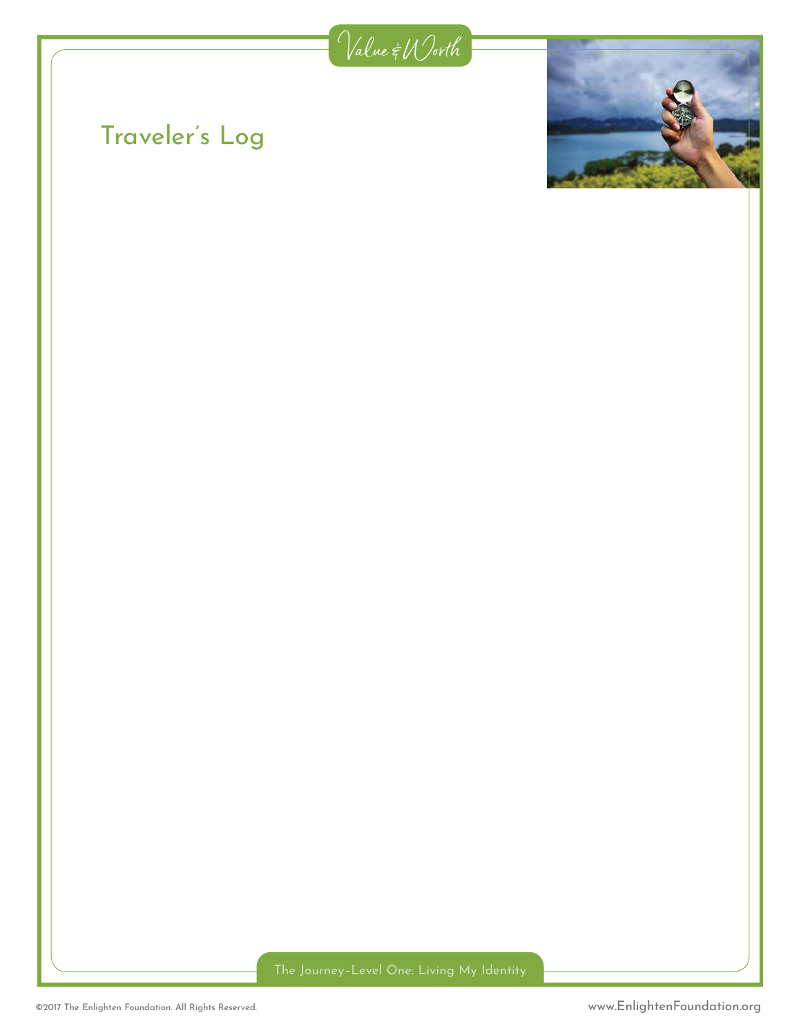# Traveler's Log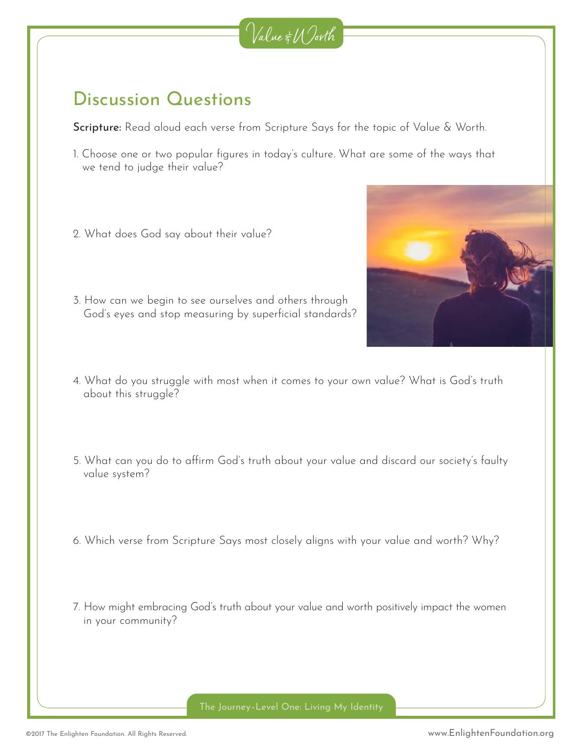Value & Worth

## Discussion Questions

**Scripture:** Read aloud each verse from Scripture Says for the topic of Value & Worth.

1. Choose one or two popular figures in today's culture. What are some of the ways that we tend to judge their value?

2. What does God say about their value?

3. How can we begin to see ourselves and others through God's eyes and stop measuring by superficial standards?

4. What do you struggle with most when it comes to your own value? What is God's truth about this struggle?

5. What can you do to affirm God's truth about your value and discard our society's faulty value system?

6. Which verse from Scripture Says most closely aligns with your value and worth? Why?

7. How might embracing God's truth about your value and worth positively impact the women in your community?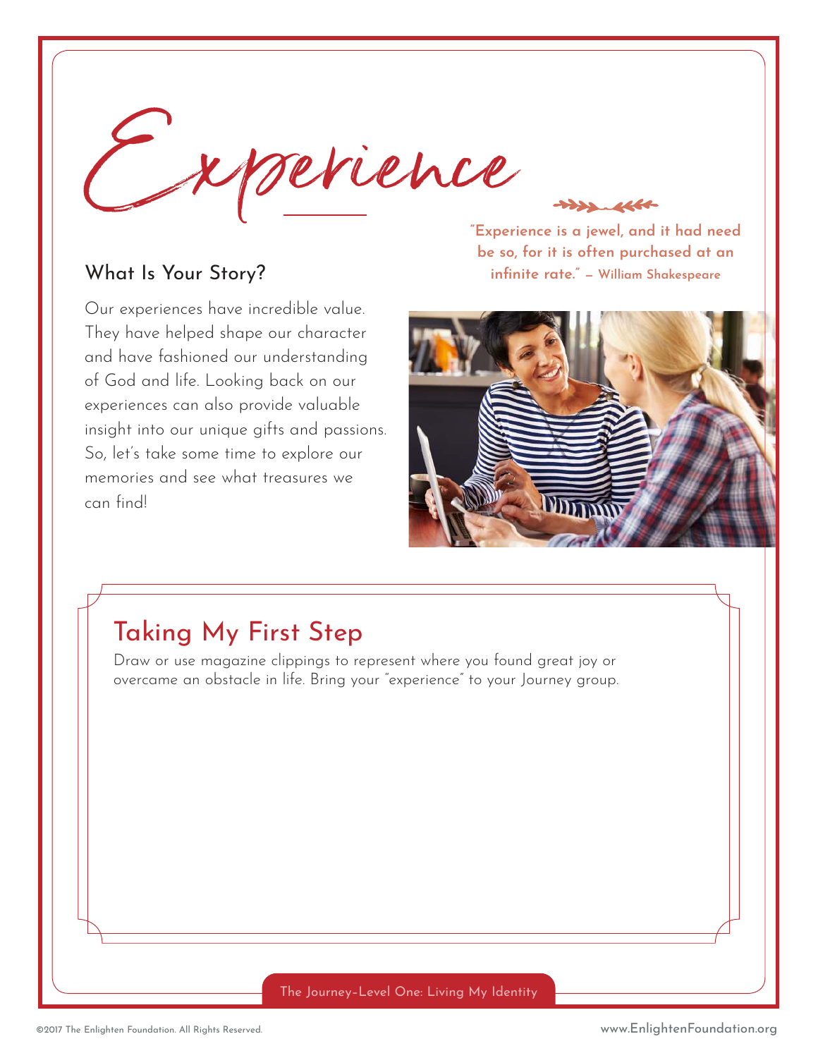# Experience

"Experience is a jewel, and it had need be so, for it is often purchased at an infinite rate." – William Shakespeare

## What Is Your Story?

Our experiences have incredible value. They have helped shape our character and have fashioned our understanding of God and life. Looking back on our experiences can also provide valuable insight into our unique gifts and passions. So, let's take some time to explore our memories and see what treasures we can find!

## Taking My First Step

Draw or use magazine clippings to represent where you found great joy or overcame an obstacle in life. Bring your "experience" to your Journey group.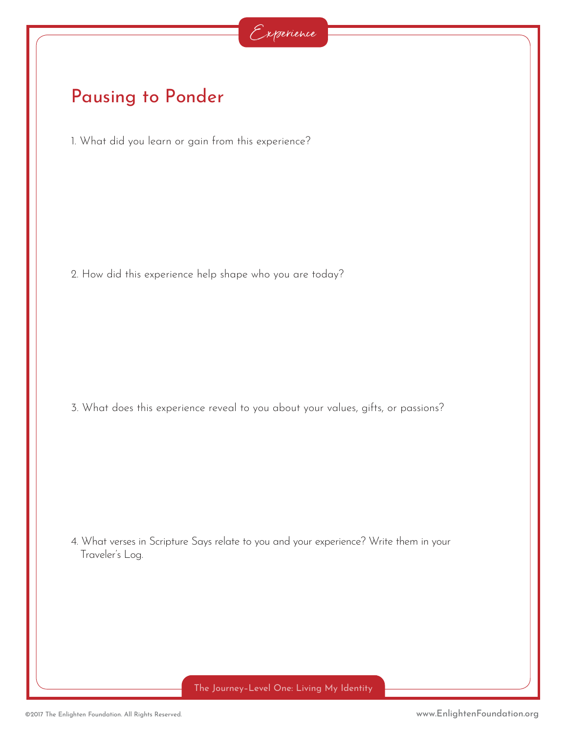Experience

## Pausing to Ponder

1. What did you learn or gain from this experience?

2. How did this experience help shape who you are today?

3. What does this experience reveal to you about your values, gifts, or passions?

4. What verses in Scripture Says relate to you and your experience? Write them in your Traveler's Log.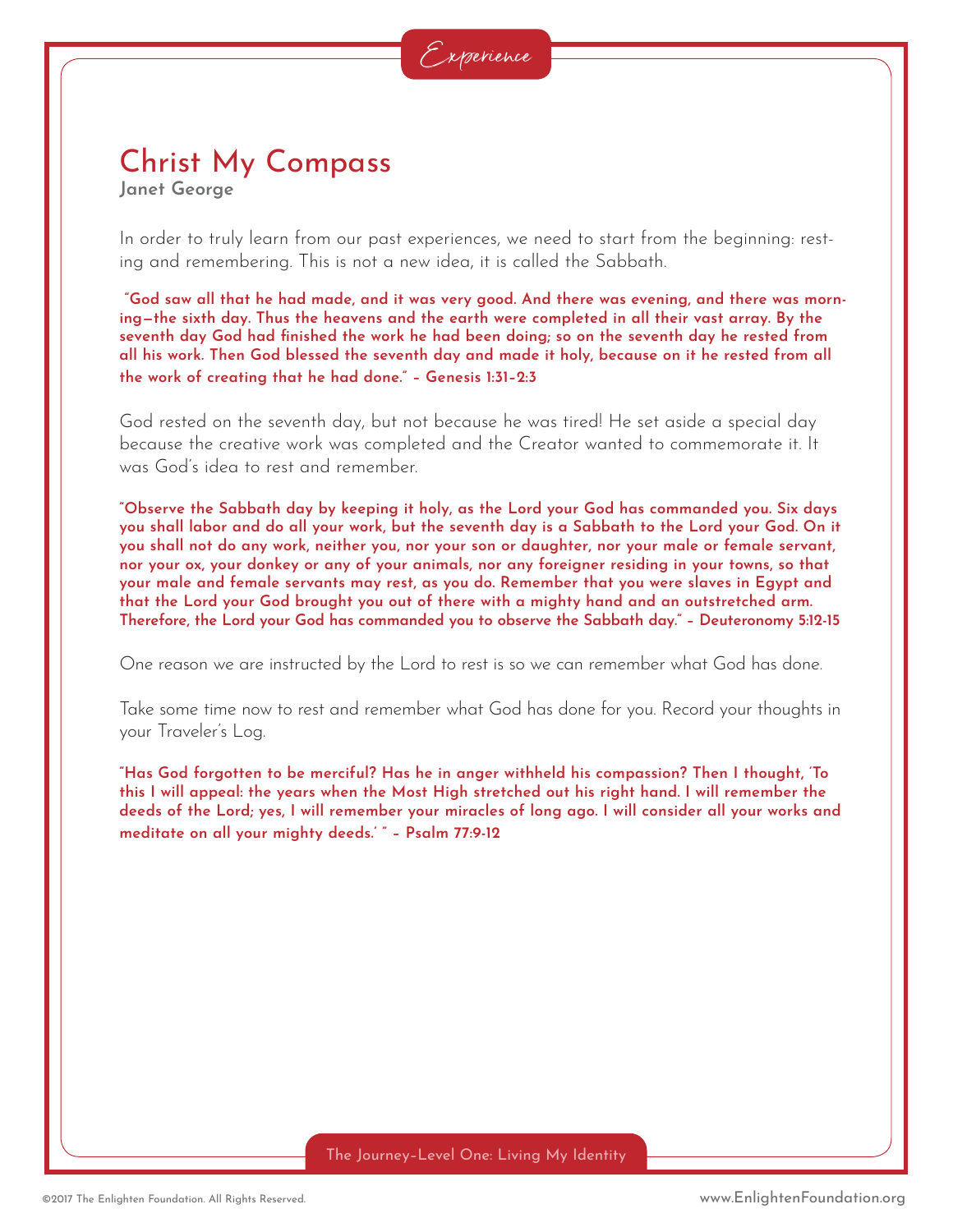Experience

# Christ My Compass

**Janet George**

In order to truly learn from our past experiences, we need to start from the beginning: resting and remembering. This is not a new idea, it is called the Sabbath.

**"God saw all that he had made, and it was very good. And there was evening, and there was morning—the sixth day. Thus the heavens and the earth were completed in all their vast array. By the seventh day God had finished the work he had been doing; so on the seventh day he rested from all his work. Then God blessed the seventh day and made it holy, because on it he rested from all the work of creating that he had done." – Genesis 1:31–2:3**

God rested on the seventh day, but not because he was tired! He set aside a special day because the creative work was completed and the Creator wanted to commemorate it. It was God's idea to rest and remember.

**"Observe the Sabbath day by keeping it holy, as the Lord your God has commanded you. Six days you shall labor and do all your work, but the seventh day is a Sabbath to the Lord your God. On it you shall not do any work, neither you, nor your son or daughter, nor your male or female servant, nor your ox, your donkey or any of your animals, nor any foreigner residing in your towns, so that your male and female servants may rest, as you do. Remember that you were slaves in Egypt and that the Lord your God brought you out of there with a mighty hand and an outstretched arm. Therefore, the Lord your God has commanded you to observe the Sabbath day." – Deuteronomy 5:12-15**

One reason we are instructed by the Lord to rest is so we can remember what God has done.

Take some time now to rest and remember what God has done for you. Record your thoughts in your Traveler's Log.

**"Has God forgotten to be merciful? Has he in anger withheld his compassion? Then I thought, 'To this I will appeal: the years when the Most High stretched out his right hand. I will remember the deeds of the Lord; yes, I will remember your miracles of long ago. I will consider all your works and meditate on all your mighty deeds.' " – Psalm 77:9-12**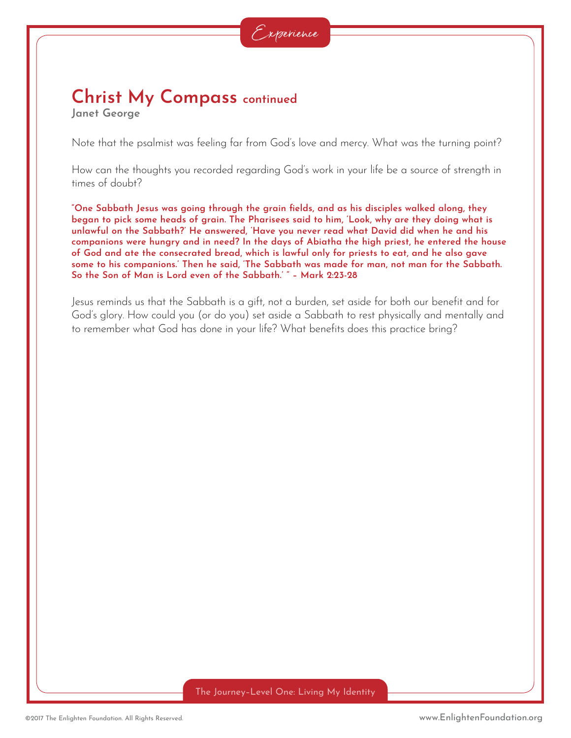Experience

## Christ My Compass continued

**Janet George**

Note that the psalmist was feeling far from God's love and mercy. What was the turning point?

How can the thoughts you recorded regarding God's work in your life be a source of strength in times of doubt?

**"One Sabbath Jesus was going through the grain fields, and as his disciples walked along, they began to pick some heads of grain. The Pharisees said to him, 'Look, why are they doing what is unlawful on the Sabbath?' He answered, 'Have you never read what David did when he and his companions were hungry and in need? In the days of Abiatha the high priest, he entered the house of God and ate the consecrated bread, which is lawful only for priests to eat, and he also gave some to his companions.' Then he said, 'The Sabbath was made for man, not man for the Sabbath. So the Son of Man is Lord even of the Sabbath.' " – Mark 2:23-28**

Jesus reminds us that the Sabbath is a gift, not a burden, set aside for both our benefit and for God's glory. How could you (or do you) set aside a Sabbath to rest physically and mentally and to remember what God has done in your life? What benefits does this practice bring?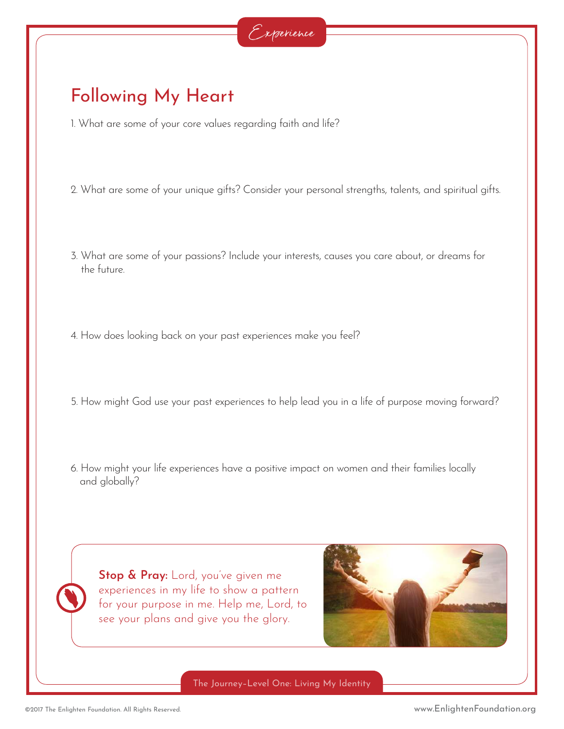*Experience*

## Following My Heart

1. What are some of your core values regarding faith and life?

2. What are some of your unique gifts? Consider your personal strengths, talents, and spiritual gifts.

3. What are some of your passions? Include your interests, causes you care about, or dreams for the future.

4. How does looking back on your past experiences make you feel?

5. How might God use your past experiences to help lead you in a life of purpose moving forward?

6. How might your life experiences have a positive impact on women and their families locally and globally?

**Stop & Pray:** Lord, you've given me experiences in my life to show a pattern for your purpose in me. Help me, Lord, to see your plans and give you the glory.

The Journey–Level One: Living My Identity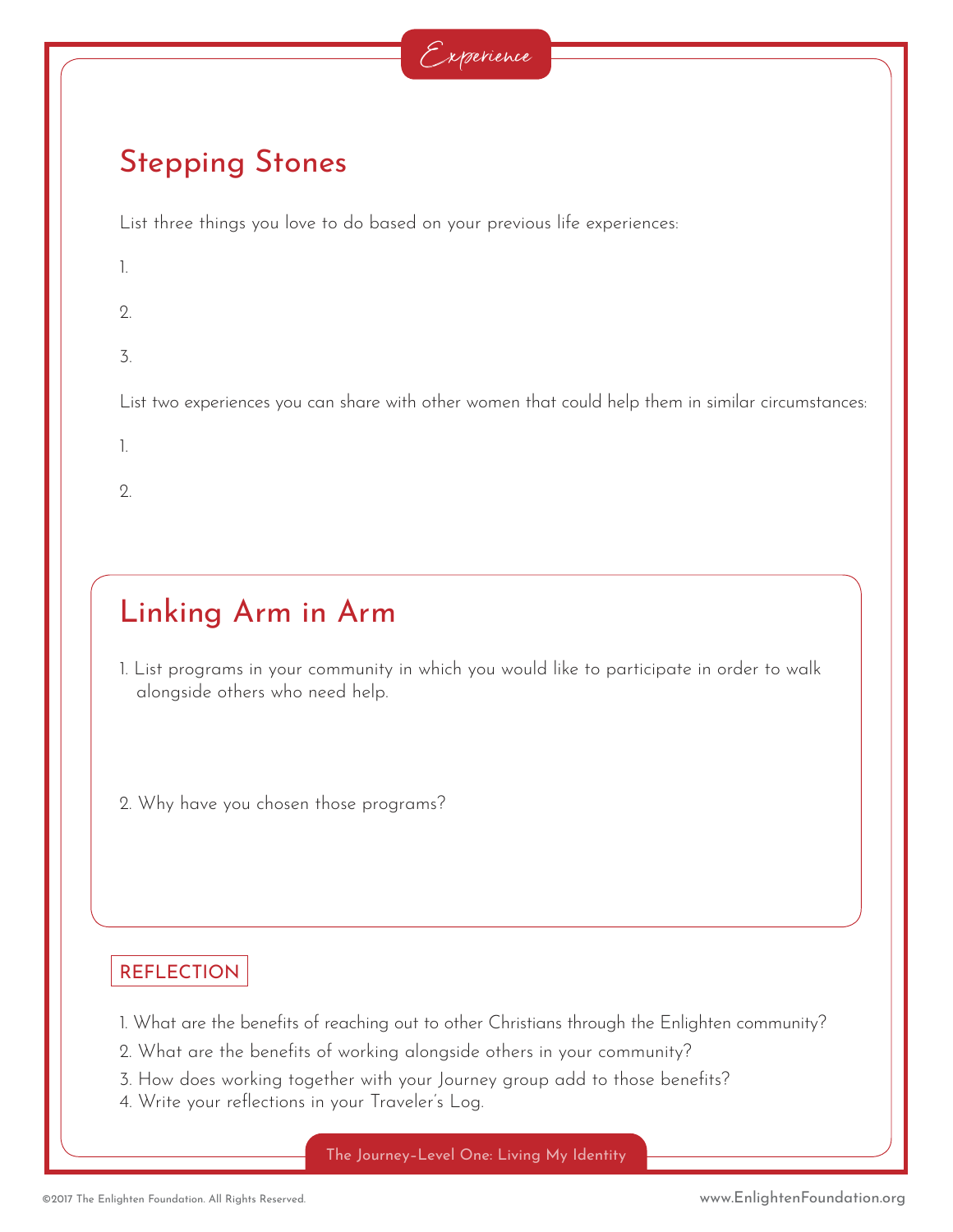Experience

## Stepping Stones

List three things you love to do based on your previous life experiences:

1.

2.

3.

List two experiences you can share with other women that could help them in similar circumstances:

1.

2.

## Linking Arm in Arm

1. List programs in your community in which you would like to participate in order to walk alongside others who need help.

2. Why have you chosen those programs?

### REFLECTION

1. What are the benefits of reaching out to other Christians through the Enlighten community?
2. What are the benefits of working alongside others in your community?
3. How does working together with your Journey group add to those benefits?
4. Write your reflections in your Traveler's Log.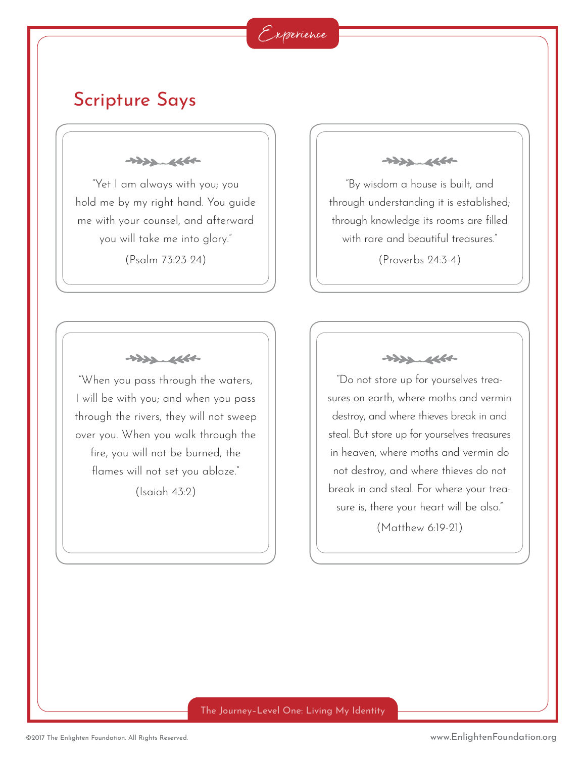Experience

## Scripture Says

"Yet I am always with you; you hold me by my right hand. You guide me with your counsel, and afterward you will take me into glory."

(Psalm 73:23-24)

"By wisdom a house is built, and through understanding it is established; through knowledge its rooms are filled with rare and beautiful treasures."

(Proverbs 24:3-4)

"When you pass through the waters, I will be with you; and when you pass through the rivers, they will not sweep over you. When you walk through the fire, you will not be burned; the flames will not set you ablaze."

(Isaiah 43:2)

"Do not store up for yourselves treasures on earth, where moths and vermin destroy, and where thieves break in and steal. But store up for yourselves treasures in heaven, where moths and vermin do not destroy, and where thieves do not break in and steal. For where your treasure is, there your heart will be also."

(Matthew 6:19-21)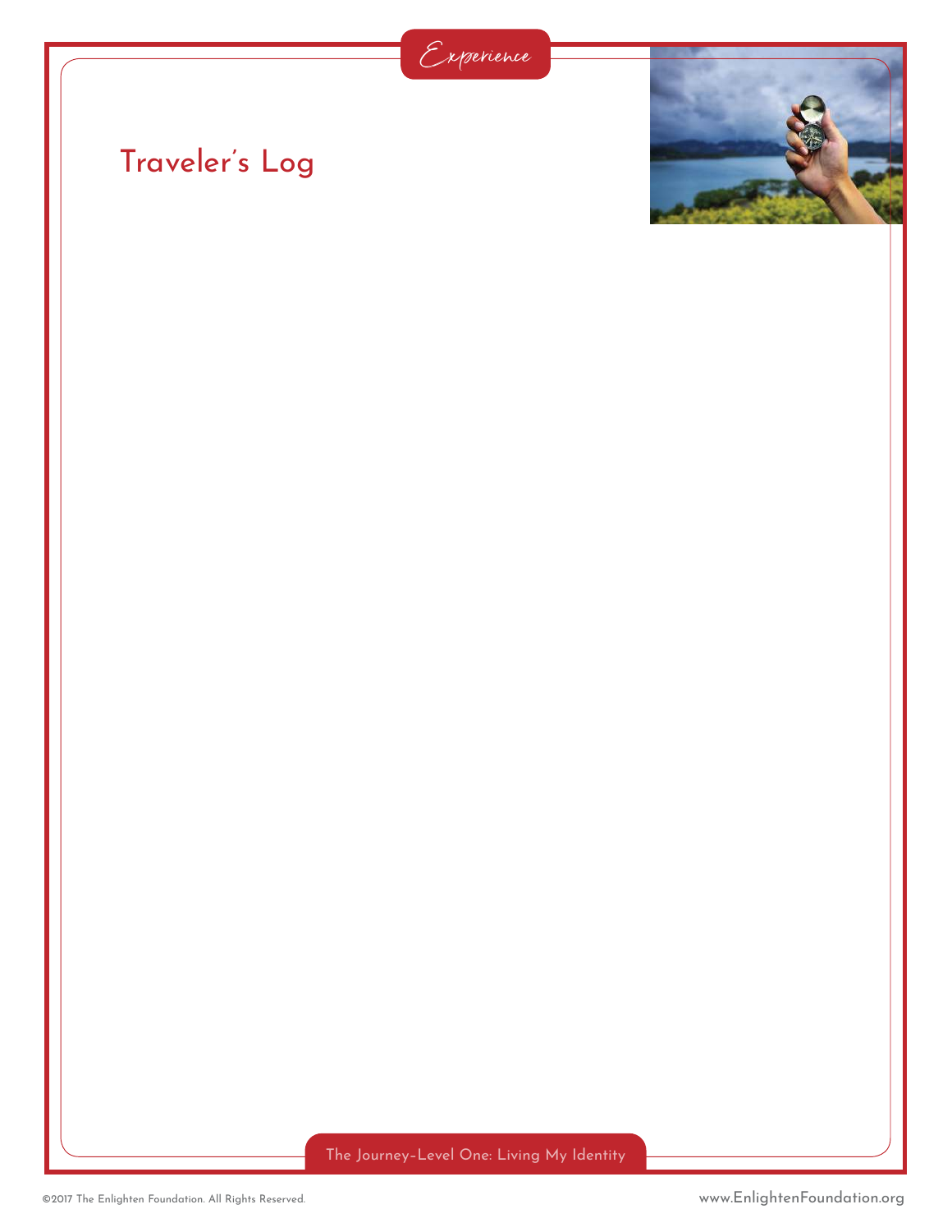Experience

# Traveler's Log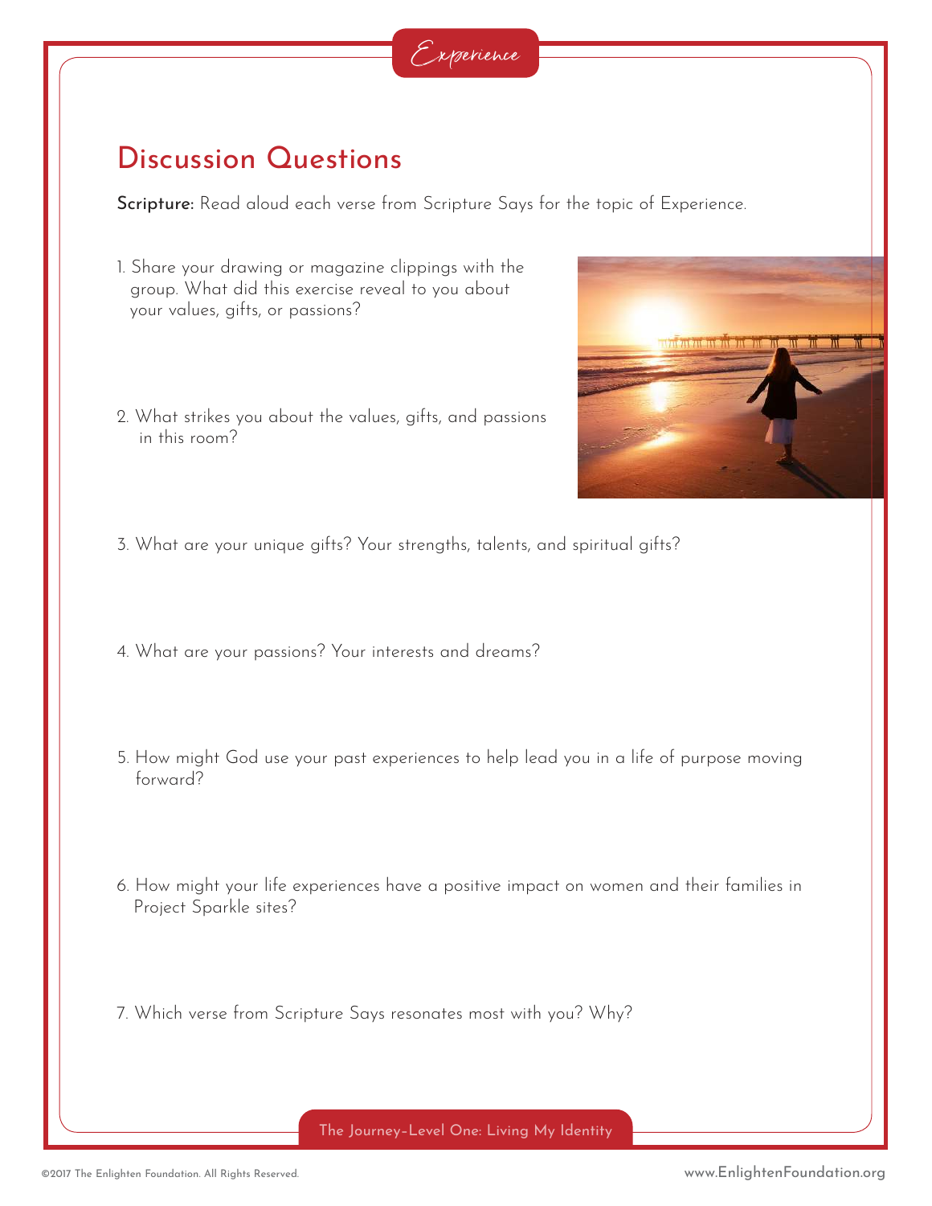Experience

## Discussion Questions

**Scripture:** Read aloud each verse from Scripture Says for the topic of Experience.

1. Share your drawing or magazine clippings with the group. What did this exercise reveal to you about your values, gifts, or passions?

2. What strikes you about the values, gifts, and passions in this room?

3. What are your unique gifts? Your strengths, talents, and spiritual gifts?

4. What are your passions? Your interests and dreams?

5. How might God use your past experiences to help lead you in a life of purpose moving forward?

6. How might your life experiences have a positive impact on women and their families in Project Sparkle sites?

7. Which verse from Scripture Says resonates most with you? Why?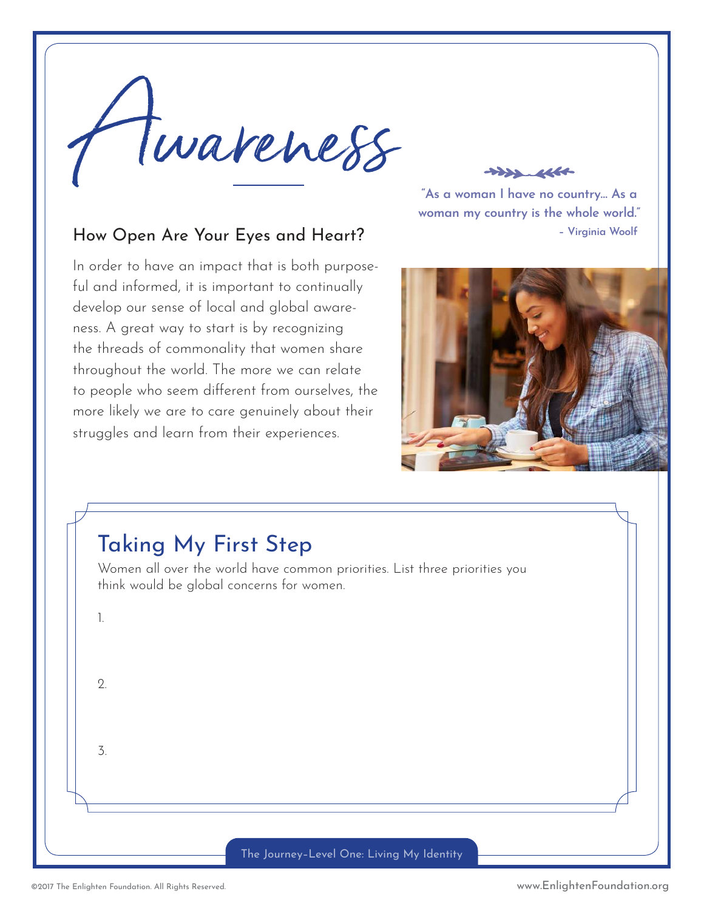# Awareness

"As a woman I have no country... As a woman my country is the whole world."
– Virginia Woolf

## How Open Are Your Eyes and Heart?

In order to have an impact that is both purposeful and informed, it is important to continually develop our sense of local and global awareness. A great way to start is by recognizing the threads of commonality that women share throughout the world. The more we can relate to people who seem different from ourselves, the more likely we are to care genuinely about their struggles and learn from their experiences.

## Taking My First Step

Women all over the world have common priorities. List three priorities you think would be global concerns for women.

1.

2.

3.

The Journey–Level One: Living My Identity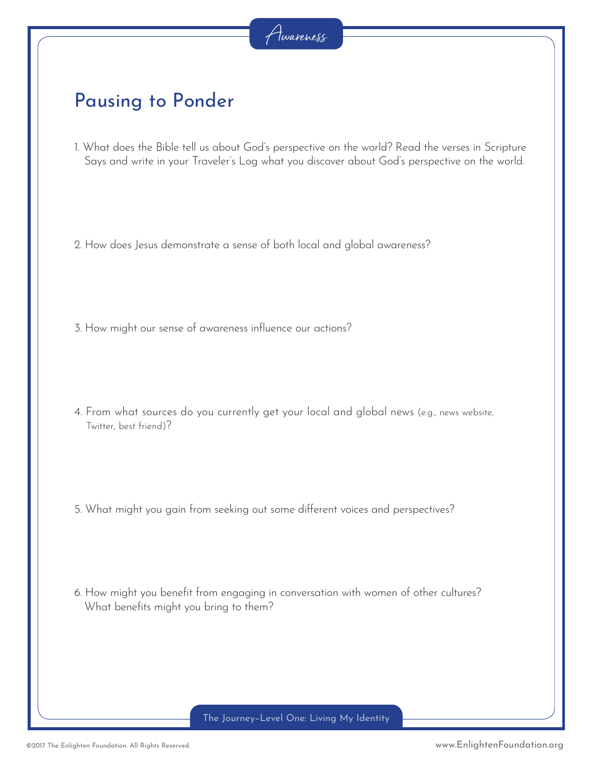Awareness

## Pausing to Ponder

1. What does the Bible tell us about God's perspective on the world? Read the verses in Scripture Says and write in your Traveler's Log what you discover about God's perspective on the world.

2. How does Jesus demonstrate a sense of both local and global awareness?

3. How might our sense of awareness influence our actions?

4. From what sources do you currently get your local and global news (e.g., news website, Twitter, best friend)?

5. What might you gain from seeking out some different voices and perspectives?

6. How might you benefit from engaging in conversation with women of other cultures? What benefits might you bring to them?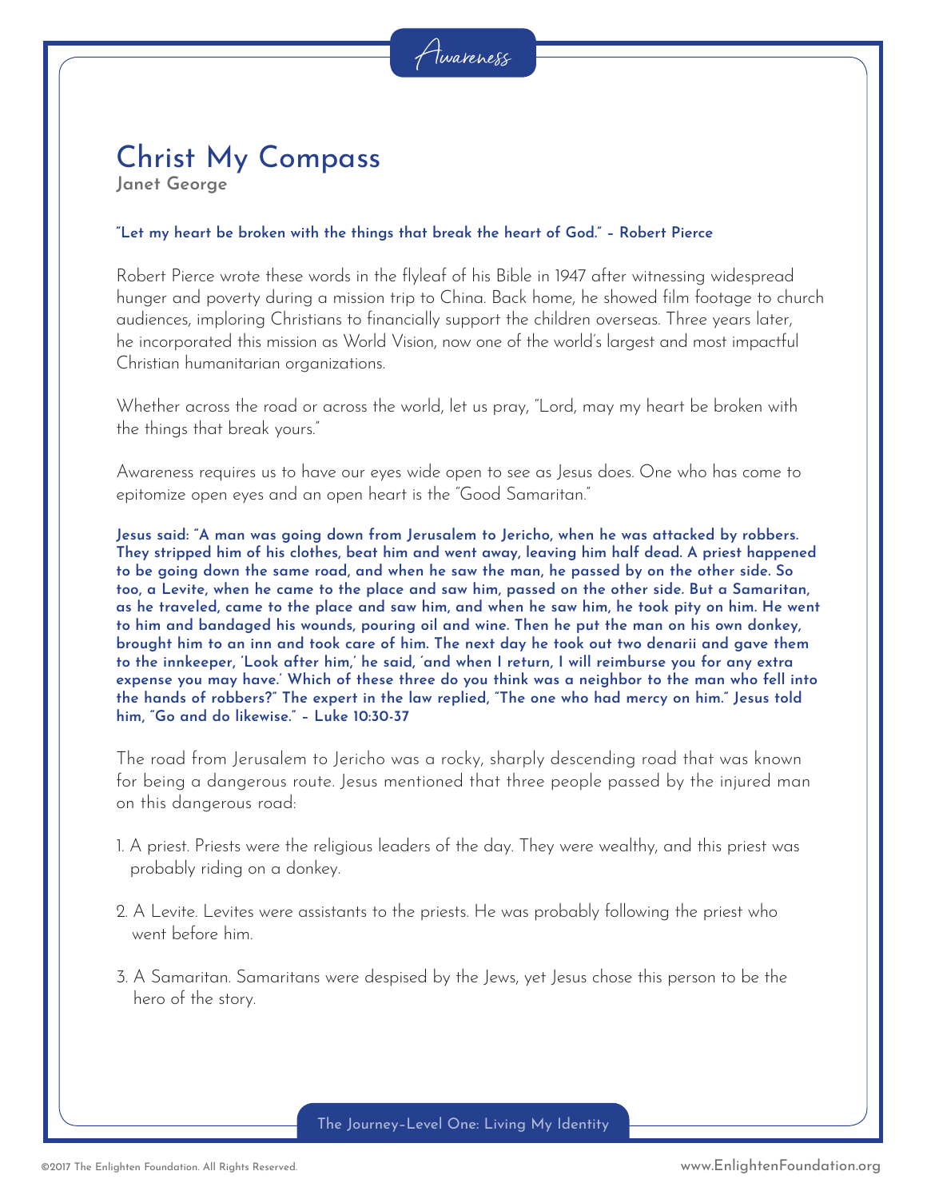Awareness

# Christ My Compass

**Janet George**

**"Let my heart be broken with the things that break the heart of God." – Robert Pierce**

Robert Pierce wrote these words in the flyleaf of his Bible in 1947 after witnessing widespread hunger and poverty during a mission trip to China. Back home, he showed film footage to church audiences, imploring Christians to financially support the children overseas. Three years later, he incorporated this mission as World Vision, now one of the world's largest and most impactful Christian humanitarian organizations.

Whether across the road or across the world, let us pray, "Lord, may my heart be broken with the things that break yours."

Awareness requires us to have our eyes wide open to see as Jesus does. One who has come to epitomize open eyes and an open heart is the "Good Samaritan."

**Jesus said: "A man was going down from Jerusalem to Jericho, when he was attacked by robbers. They stripped him of his clothes, beat him and went away, leaving him half dead. A priest happened to be going down the same road, and when he saw the man, he passed by on the other side. So too, a Levite, when he came to the place and saw him, passed on the other side. But a Samaritan, as he traveled, came to the place and saw him, and when he saw him, he took pity on him. He went to him and bandaged his wounds, pouring oil and wine. Then he put the man on his own donkey, brought him to an inn and took care of him. The next day he took out two denarii and gave them to the innkeeper, 'Look after him,' he said, 'and when I return, I will reimburse you for any extra expense you may have.' Which of these three do you think was a neighbor to the man who fell into the hands of robbers?" The expert in the law replied, "The one who had mercy on him." Jesus told him, "Go and do likewise." – Luke 10:30-37**

The road from Jerusalem to Jericho was a rocky, sharply descending road that was known for being a dangerous route. Jesus mentioned that three people passed by the injured man on this dangerous road:

1. A priest. Priests were the religious leaders of the day. They were wealthy, and this priest was probably riding on a donkey.
2. A Levite. Levites were assistants to the priests. He was probably following the priest who went before him.
3. A Samaritan. Samaritans were despised by the Jews, yet Jesus chose this person to be the hero of the story.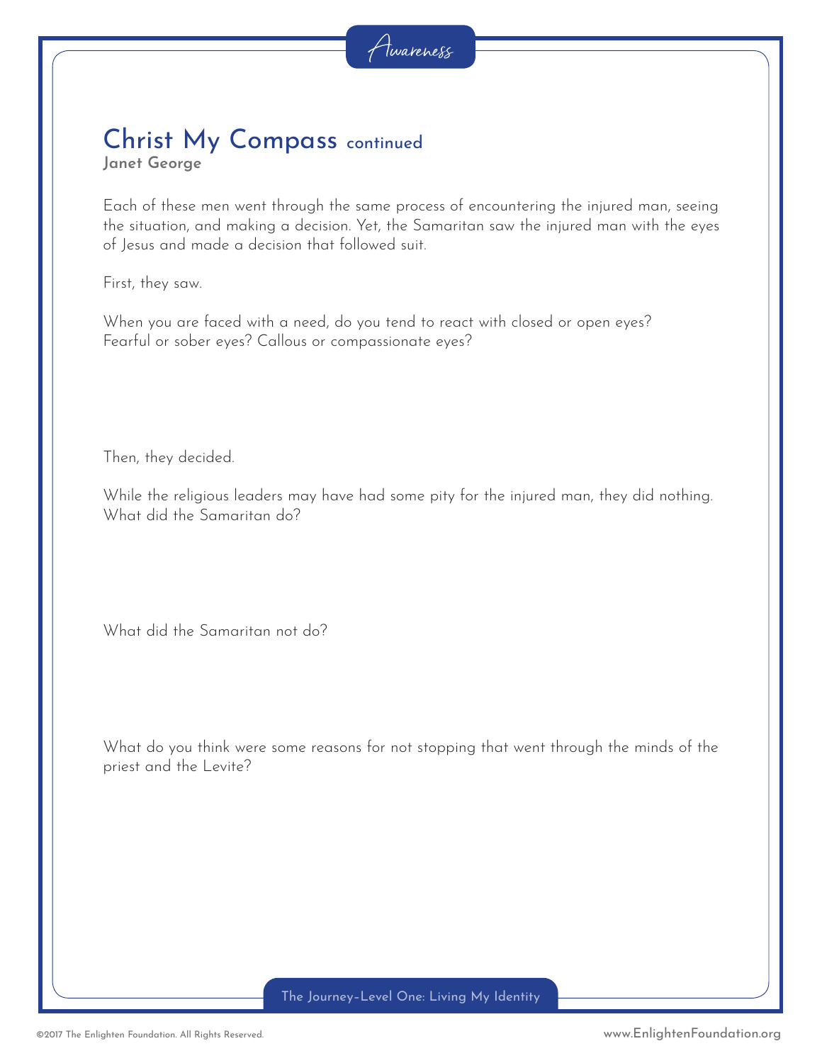Awareness

# Christ My Compass continued

**Janet George**

Each of these men went through the same process of encountering the injured man, seeing the situation, and making a decision. Yet, the Samaritan saw the injured man with the eyes of Jesus and made a decision that followed suit.

First, they saw.

When you are faced with a need, do you tend to react with closed or open eyes? Fearful or sober eyes? Callous or compassionate eyes?

Then, they decided.

While the religious leaders may have had some pity for the injured man, they did nothing. What did the Samaritan do?

What did the Samaritan not do?

What do you think were some reasons for not stopping that went through the minds of the priest and the Levite?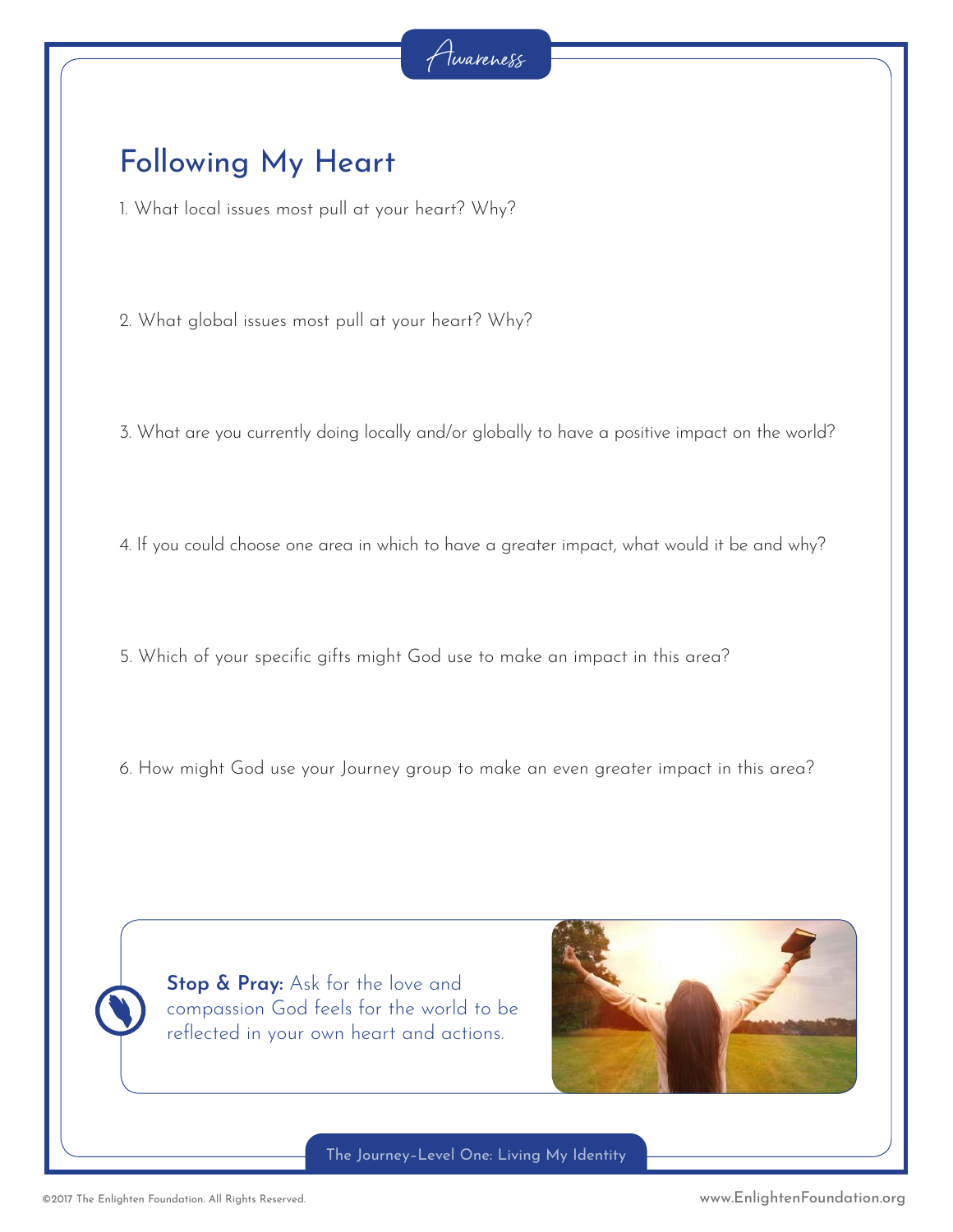Awareness

# Following My Heart

1. What local issues most pull at your heart? Why?

2. What global issues most pull at your heart? Why?

3. What are you currently doing locally and/or globally to have a positive impact on the world?

4. If you could choose one area in which to have a greater impact, what would it be and why?

5. Which of your specific gifts might God use to make an impact in this area?

6. How might God use your Journey group to make an even greater impact in this area?

**Stop & Pray:** Ask for the love and compassion God feels for the world to be reflected in your own heart and actions.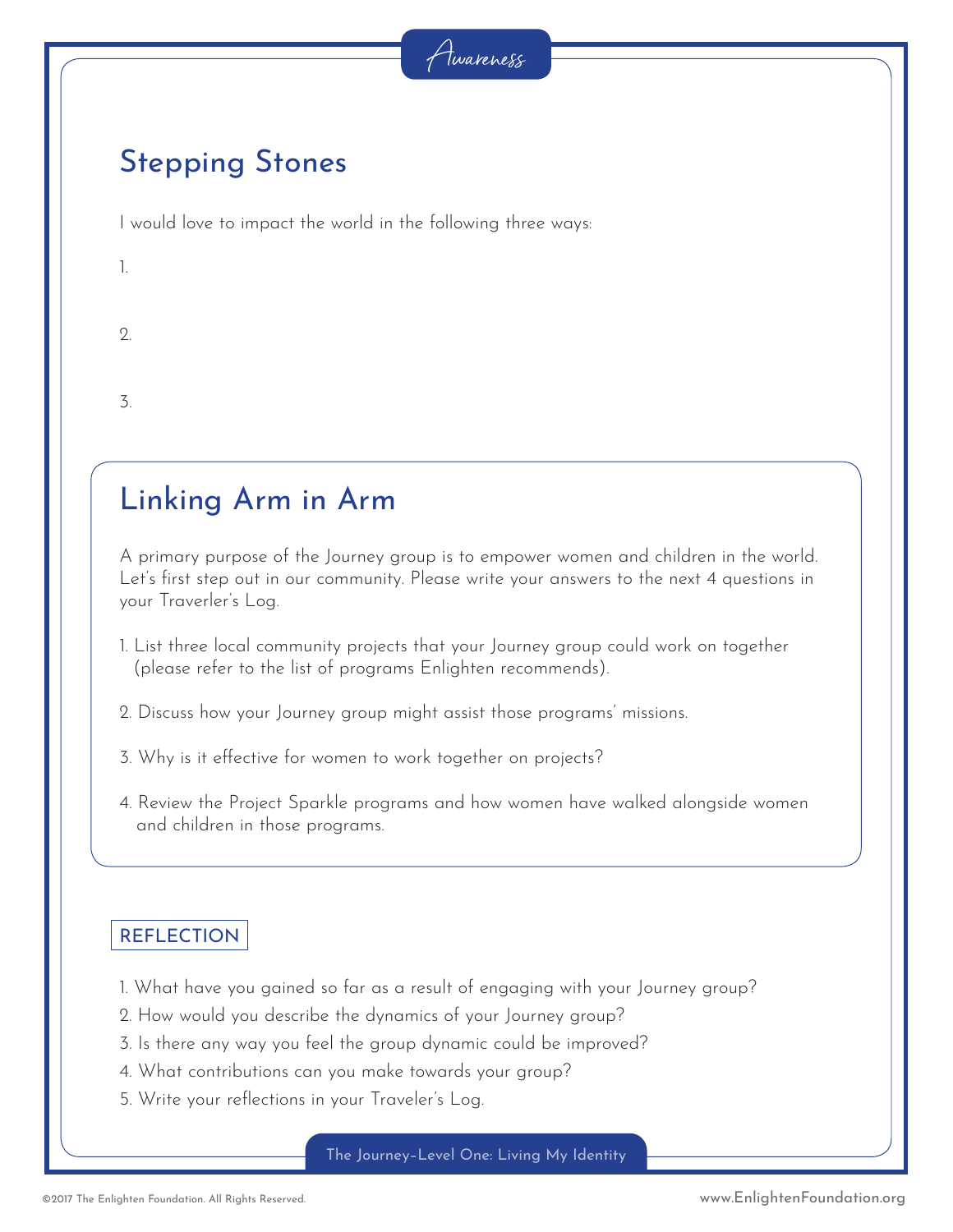## Stepping Stones

I would love to impact the world in the following three ways:

1.

2.

3.

## Linking Arm in Arm

A primary purpose of the Journey group is to empower women and children in the world. Let's first step out in our community. Please write your answers to the next 4 questions in your Traverler's Log.

1. List three local community projects that your Journey group could work on together (please refer to the list of programs Enlighten recommends).
2. Discuss how your Journey group might assist those programs' missions.
3. Why is it effective for women to work together on projects?
4. Review the Project Sparkle programs and how women have walked alongside women and children in those programs.

### REFLECTION

1. What have you gained so far as a result of engaging with your Journey group?
2. How would you describe the dynamics of your Journey group?
3. Is there any way you feel the group dynamic could be improved?
4. What contributions can you make towards your group?
5. Write your reflections in your Traveler's Log.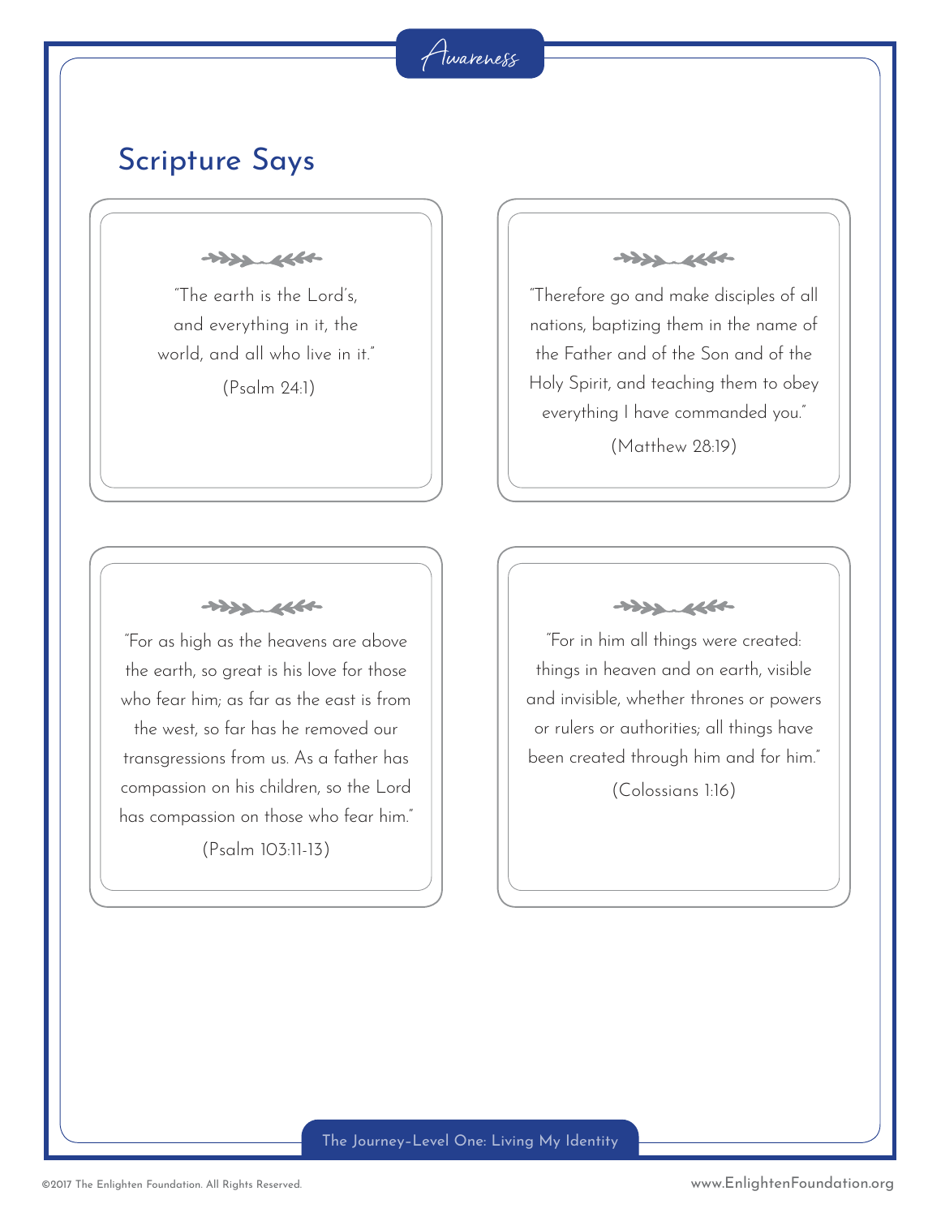Awareness

## Scripture Says

"The earth is the Lord's, and everything in it, the world, and all who live in it."

(Psalm 24:1)

"Therefore go and make disciples of all nations, baptizing them in the name of the Father and of the Son and of the Holy Spirit, and teaching them to obey everything I have commanded you."

(Matthew 28:19)

"For as high as the heavens are above the earth, so great is his love for those who fear him; as far as the east is from the west, so far has he removed our transgressions from us. As a father has compassion on his children, so the Lord has compassion on those who fear him."

(Psalm 103:11-13)

"For in him all things were created: things in heaven and on earth, visible and invisible, whether thrones or powers or rulers or authorities; all things have been created through him and for him."

(Colossians 1:16)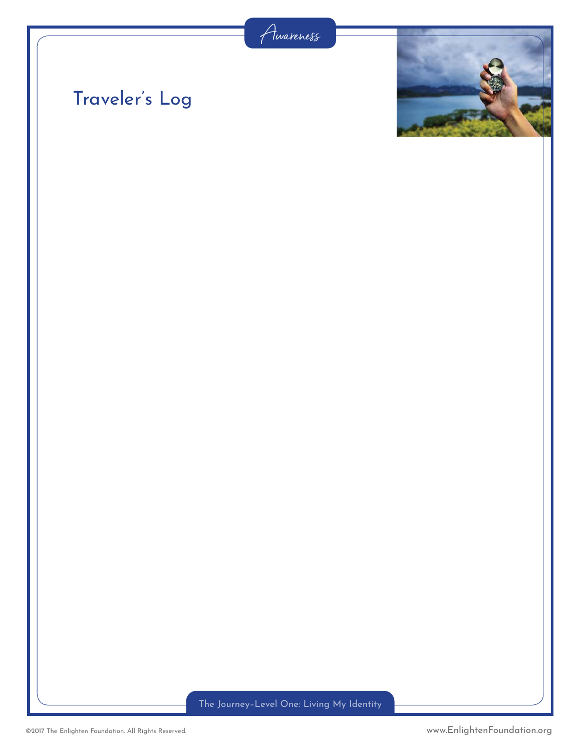Awareness

# Traveler's Log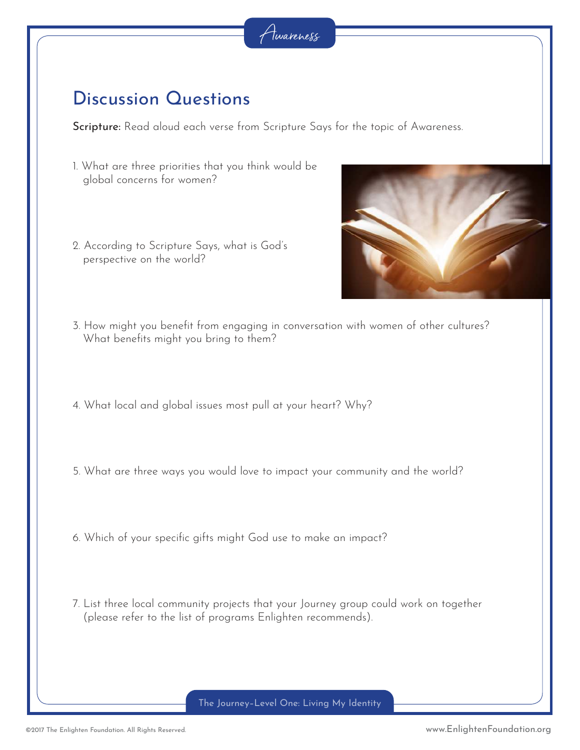Awareness

## Discussion Questions

**Scripture:** Read aloud each verse from Scripture Says for the topic of Awareness.

1. What are three priorities that you think would be global concerns for women?

2. According to Scripture Says, what is God's perspective on the world?

3. How might you benefit from engaging in conversation with women of other cultures? What benefits might you bring to them?

4. What local and global issues most pull at your heart? Why?

5. What are three ways you would love to impact your community and the world?

6. Which of your specific gifts might God use to make an impact?

7. List three local community projects that your Journey group could work on together (please refer to the list of programs Enlighten recommends).

The Journey–Level One: Living My Identity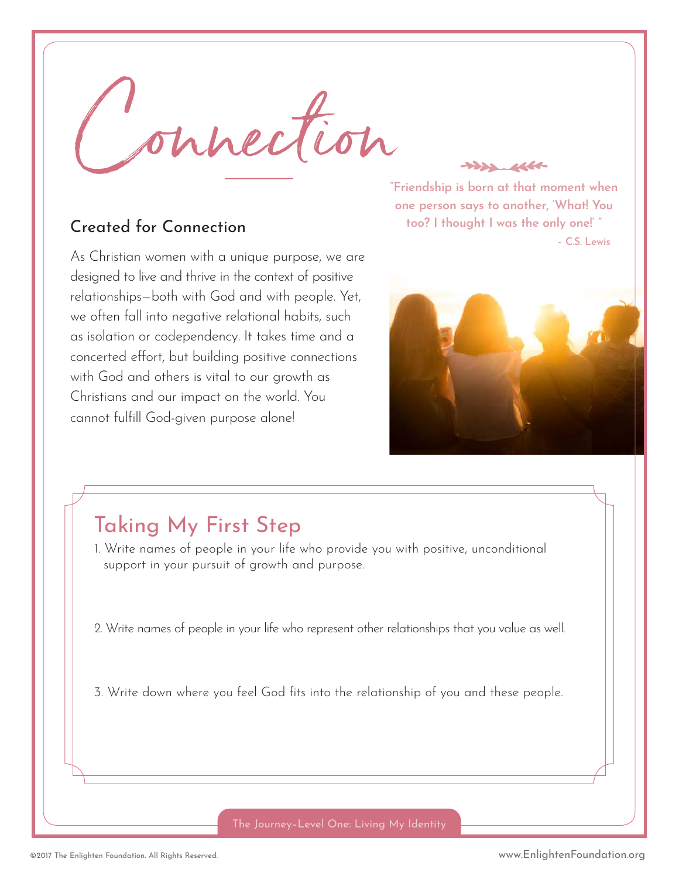# Connection

> "Friendship is born at that moment when one person says to another, 'What! You too? I thought I was the only one!' "
>
> – C.S. Lewis

## Created for Connection

As Christian women with a unique purpose, we are designed to live and thrive in the context of positive relationships—both with God and with people. Yet, we often fall into negative relational habits, such as isolation or codependency. It takes time and a concerted effort, but building positive connections with God and others is vital to our growth as Christians and our impact on the world. You cannot fulfill God-given purpose alone!

## Taking My First Step

1. Write names of people in your life who provide you with positive, unconditional support in your pursuit of growth and purpose.

2. Write names of people in your life who represent other relationships that you value as well.

3. Write down where you feel God fits into the relationship of you and these people.

The Journey–Level One: Living My Identity

©2017 The Enlighten Foundation. All Rights Reserved. www.EnlightenFoundation.org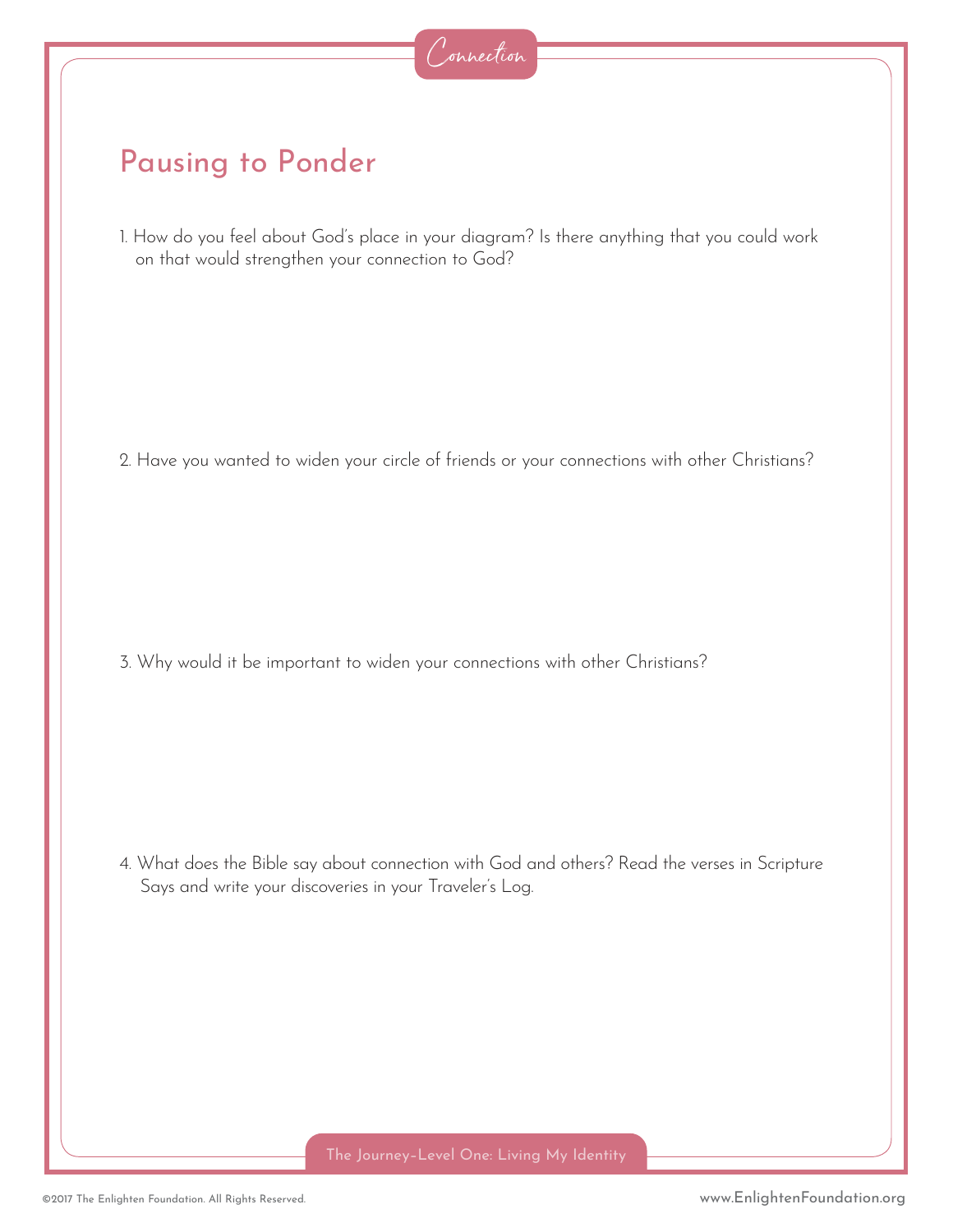Connection

## Pausing to Ponder

1. How do you feel about God's place in your diagram? Is there anything that you could work on that would strengthen your connection to God?

2. Have you wanted to widen your circle of friends or your connections with other Christians?

3. Why would it be important to widen your connections with other Christians?

4. What does the Bible say about connection with God and others? Read the verses in Scripture Says and write your discoveries in your Traveler's Log.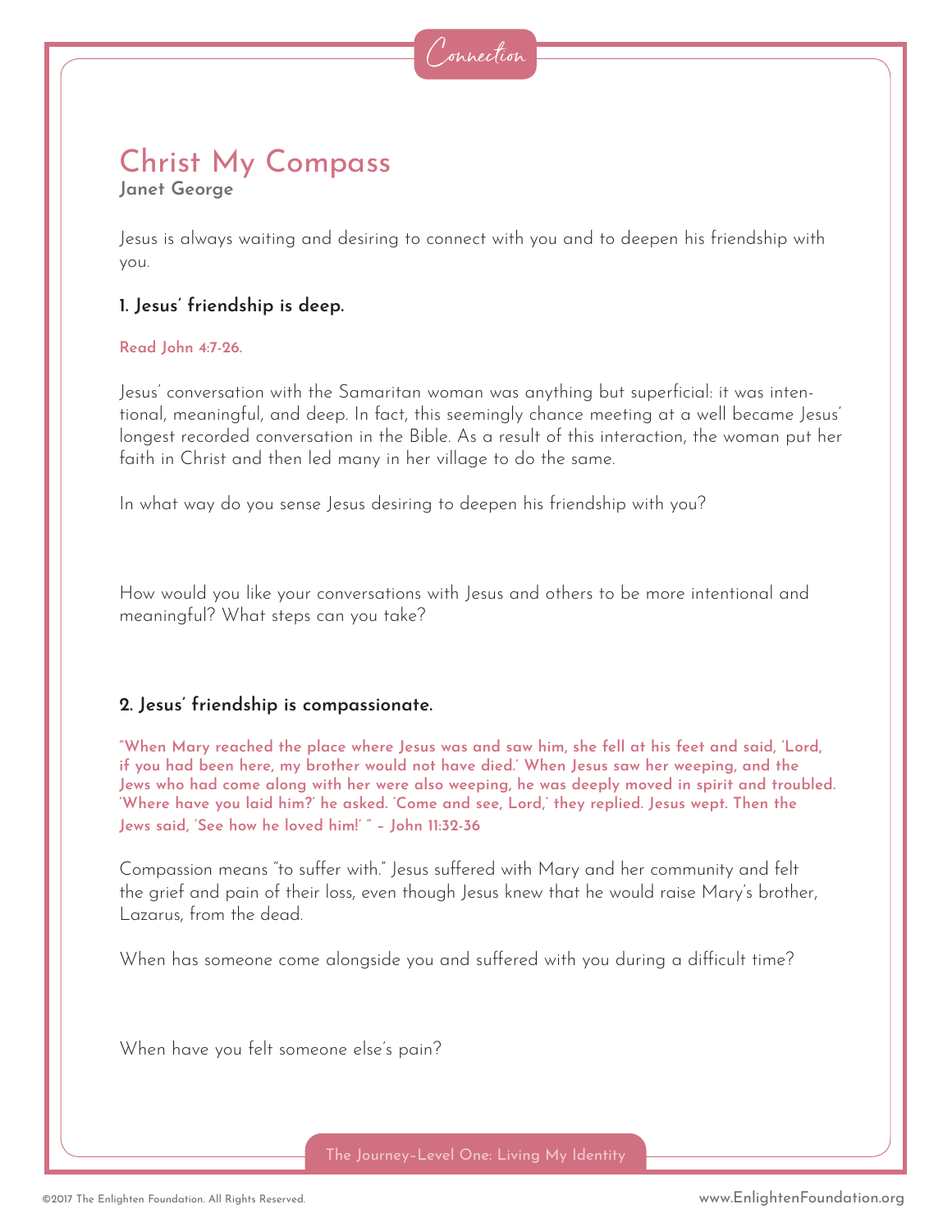Connection

# Christ My Compass

**Janet George**

Jesus is always waiting and desiring to connect with you and to deepen his friendship with you.

### 1. Jesus' friendship is deep.

**Read John 4:7-26.**

Jesus' conversation with the Samaritan woman was anything but superficial: it was intentional, meaningful, and deep. In fact, this seemingly chance meeting at a well became Jesus' longest recorded conversation in the Bible. As a result of this interaction, the woman put her faith in Christ and then led many in her village to do the same.

In what way do you sense Jesus desiring to deepen his friendship with you?

How would you like your conversations with Jesus and others to be more intentional and meaningful? What steps can you take?

### 2. Jesus' friendship is compassionate.

**"When Mary reached the place where Jesus was and saw him, she fell at his feet and said, 'Lord, if you had been here, my brother would not have died.' When Jesus saw her weeping, and the Jews who had come along with her were also weeping, he was deeply moved in spirit and troubled. 'Where have you laid him?' he asked. 'Come and see, Lord,' they replied. Jesus wept. Then the Jews said, 'See how he loved him!' " – John 11:32-36**

Compassion means "to suffer with." Jesus suffered with Mary and her community and felt the grief and pain of their loss, even though Jesus knew that he would raise Mary's brother, Lazarus, from the dead.

When has someone come alongside you and suffered with you during a difficult time?

When have you felt someone else's pain?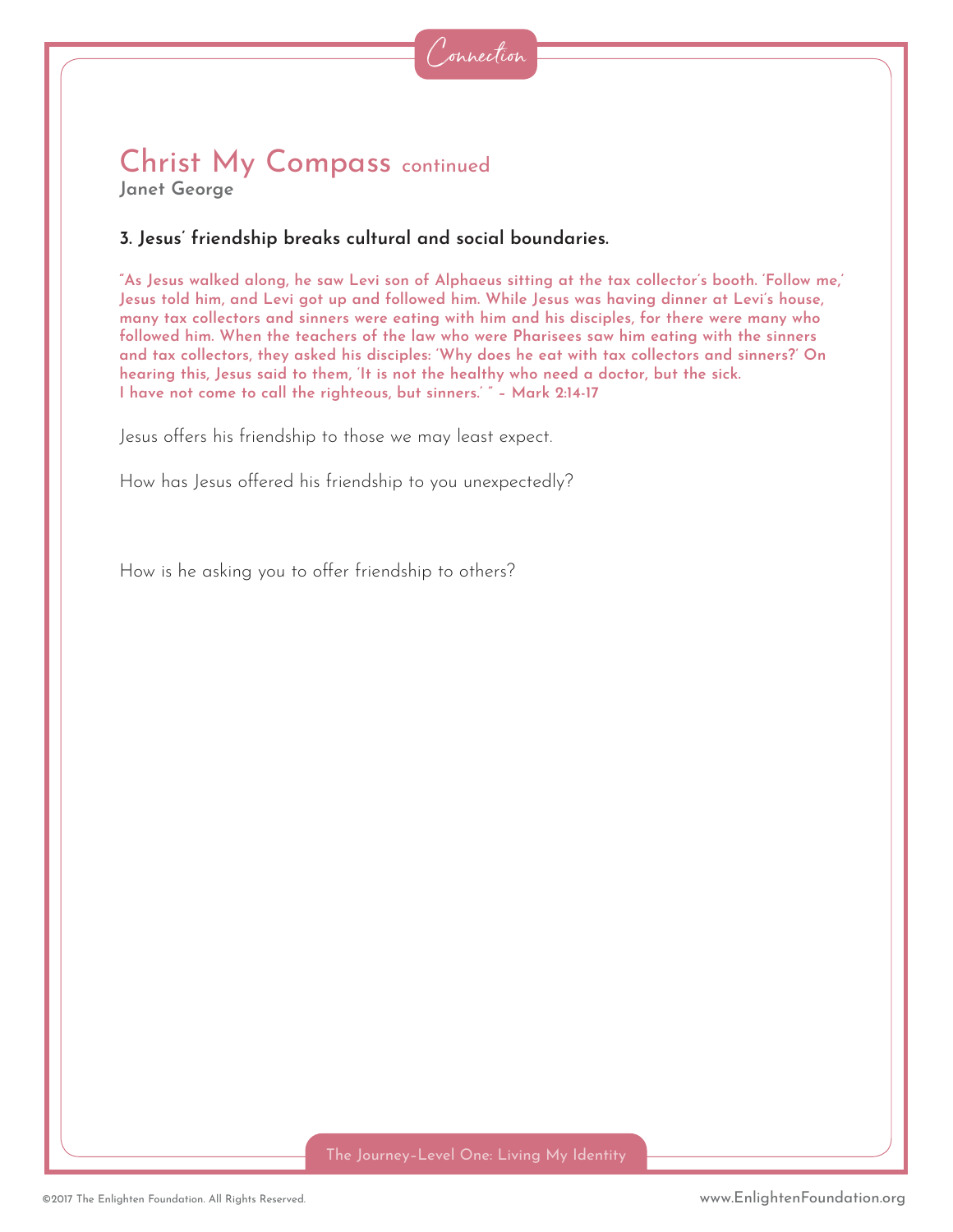# Christ My Compass continued

**Janet George**

### 3. Jesus' friendship breaks cultural and social boundaries.

**"As Jesus walked along, he saw Levi son of Alphaeus sitting at the tax collector's booth. 'Follow me,' Jesus told him, and Levi got up and followed him. While Jesus was having dinner at Levi's house, many tax collectors and sinners were eating with him and his disciples, for there were many who followed him. When the teachers of the law who were Pharisees saw him eating with the sinners and tax collectors, they asked his disciples: 'Why does he eat with tax collectors and sinners?' On hearing this, Jesus said to them, 'It is not the healthy who need a doctor, but the sick. I have not come to call the righteous, but sinners.' " – Mark 2:14-17**

Jesus offers his friendship to those we may least expect.

How has Jesus offered his friendship to you unexpectedly?

How is he asking you to offer friendship to others?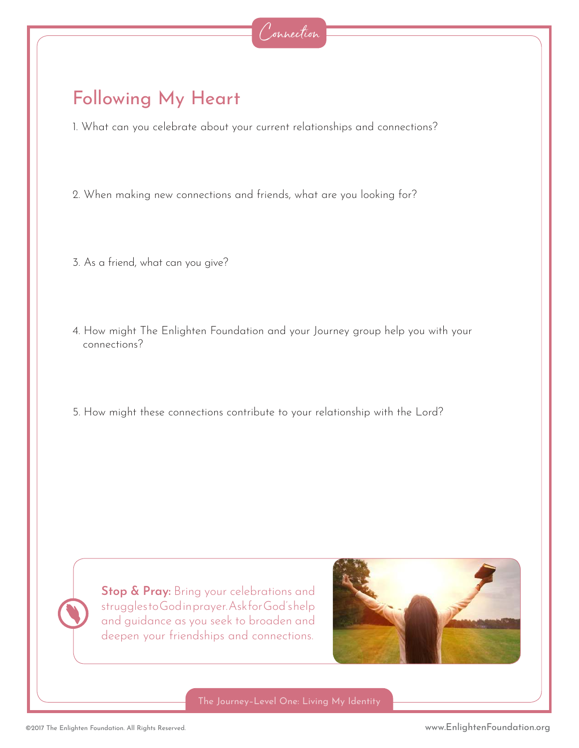Connection

## Following My Heart

1. What can you celebrate about your current relationships and connections?

2. When making new connections and friends, what are you looking for?

3. As a friend, what can you give?

4. How might The Enlighten Foundation and your Journey group help you with your connections?

5. How might these connections contribute to your relationship with the Lord?

**Stop & Pray:** Bring your celebrations and struggles to God in prayer. Ask for God's help and guidance as you seek to broaden and deepen your friendships and connections.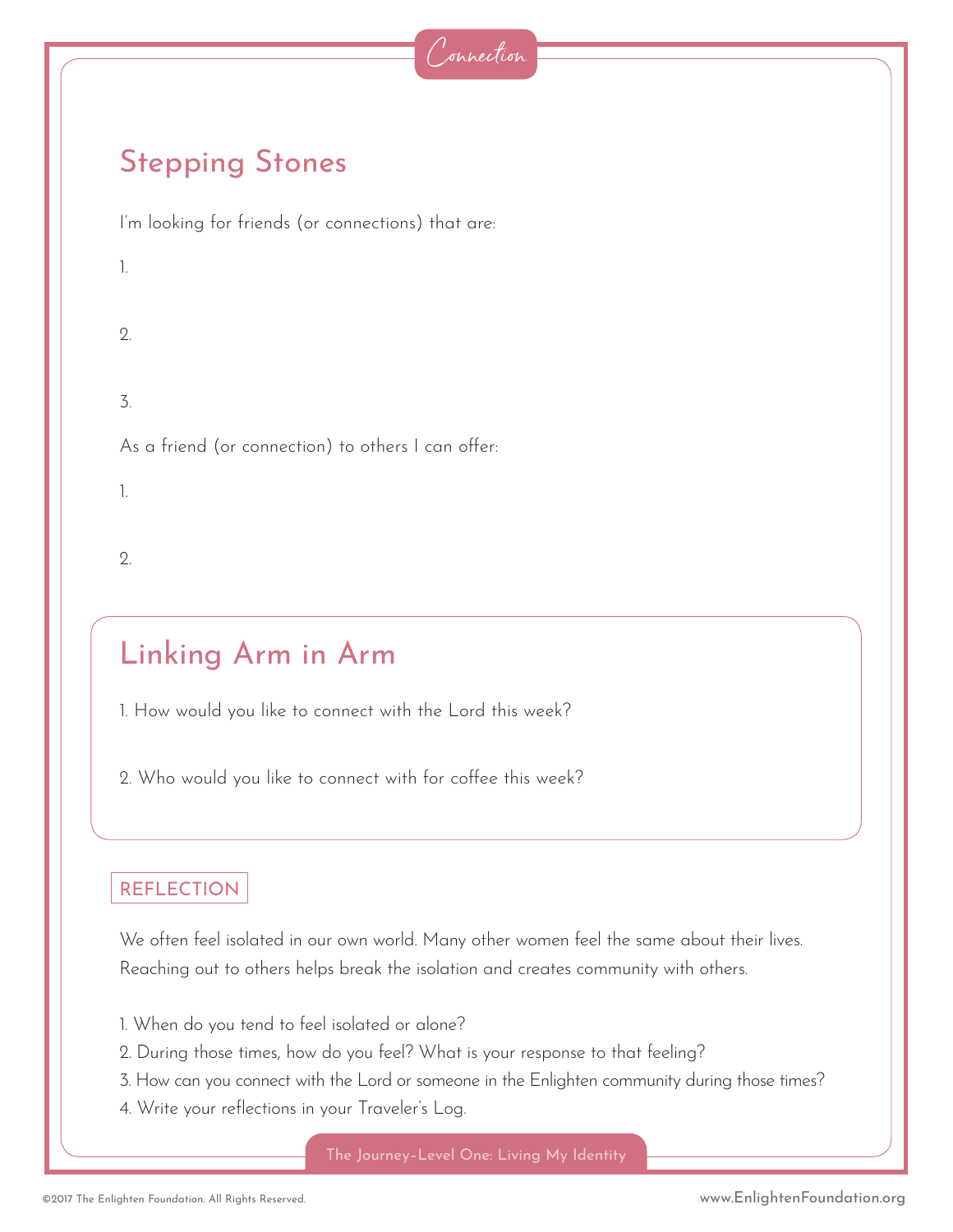Connection

## Stepping Stones

I'm looking for friends (or connections) that are:

1.

2.

3.

As a friend (or connection) to others I can offer:

1.

2.

## Linking Arm in Arm

1. How would you like to connect with the Lord this week?

2. Who would you like to connect with for coffee this week?

### REFLECTION

We often feel isolated in our own world. Many other women feel the same about their lives. Reaching out to others helps break the isolation and creates community with others.

1. When do you tend to feel isolated or alone?
2. During those times, how do you feel? What is your response to that feeling?
3. How can you connect with the Lord or someone in the Enlighten community during those times?
4. Write your reflections in your Traveler's Log.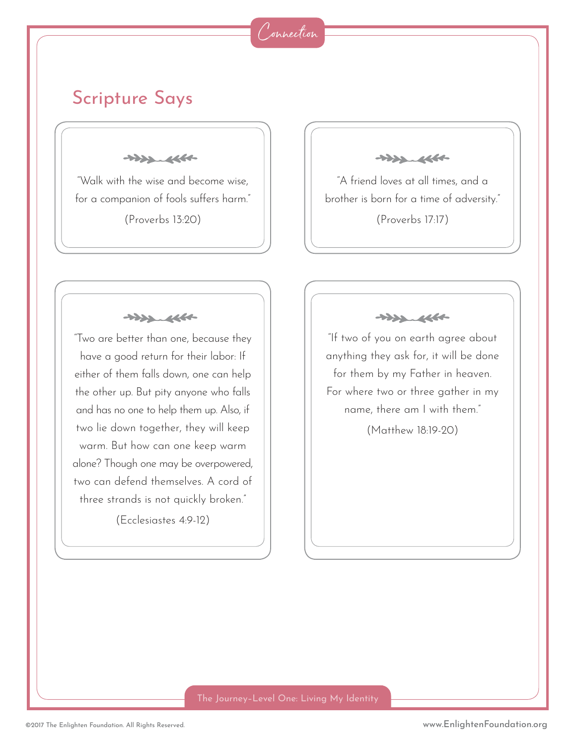Connection

## Scripture Says

"Walk with the wise and become wise, for a companion of fools suffers harm."

(Proverbs 13:20)

"A friend loves at all times, and a brother is born for a time of adversity."

(Proverbs 17:17)

"Two are better than one, because they have a good return for their labor: If either of them falls down, one can help the other up. But pity anyone who falls and has no one to help them up. Also, if two lie down together, they will keep warm. But how can one keep warm alone? Though one may be overpowered, two can defend themselves. A cord of three strands is not quickly broken."

(Ecclesiastes 4:9-12)

"If two of you on earth agree about anything they ask for, it will be done for them by my Father in heaven. For where two or three gather in my name, there am I with them."

(Matthew 18:19-20)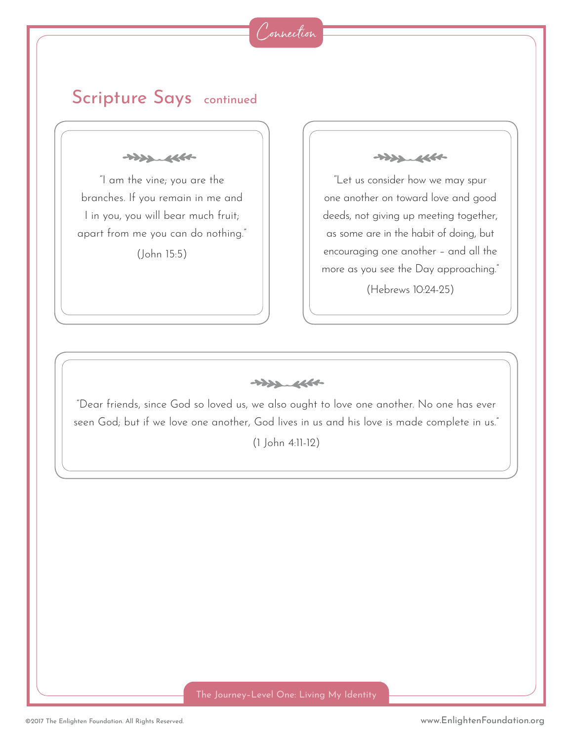## Scripture Says continued

"I am the vine; you are the branches. If you remain in me and I in you, you will bear much fruit; apart from me you can do nothing."

(John 15:5)

"Let us consider how we may spur one another on toward love and good deeds, not giving up meeting together, as some are in the habit of doing, but encouraging one another – and all the more as you see the Day approaching."

(Hebrews 10:24-25)

"Dear friends, since God so loved us, we also ought to love one another. No one has ever seen God; but if we love one another, God lives in us and his love is made complete in us."

(1 John 4:11-12)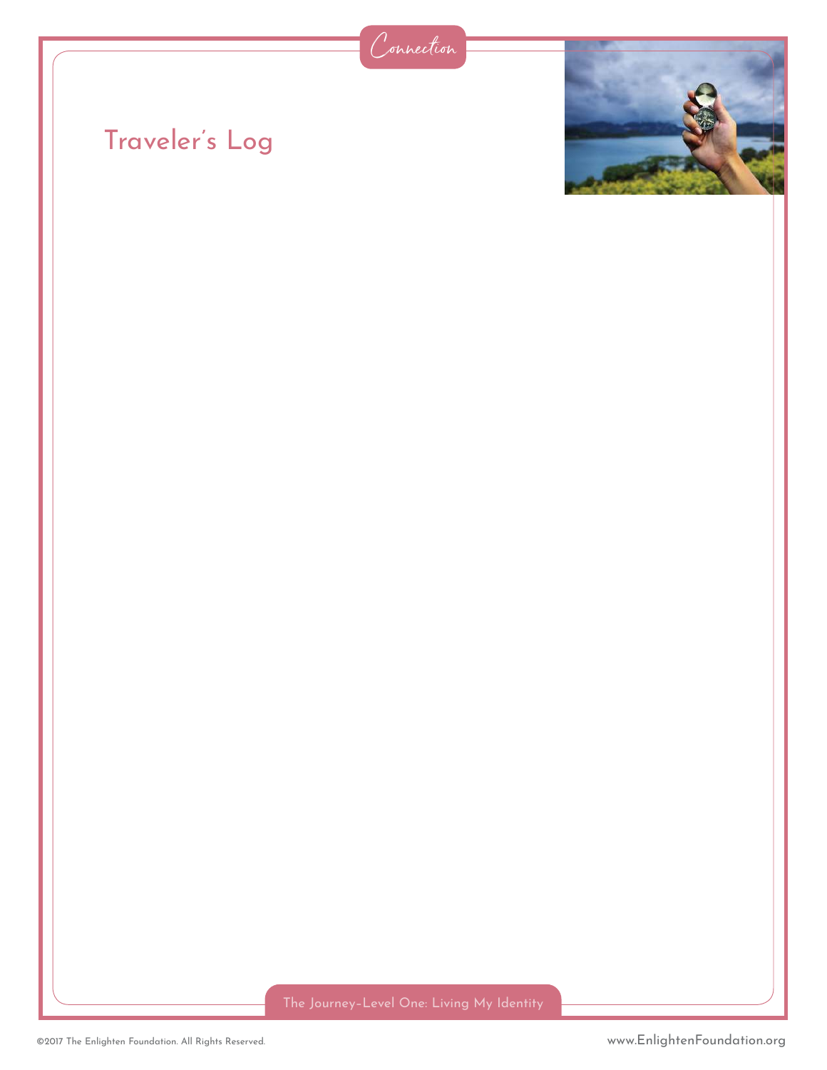# Traveler's Log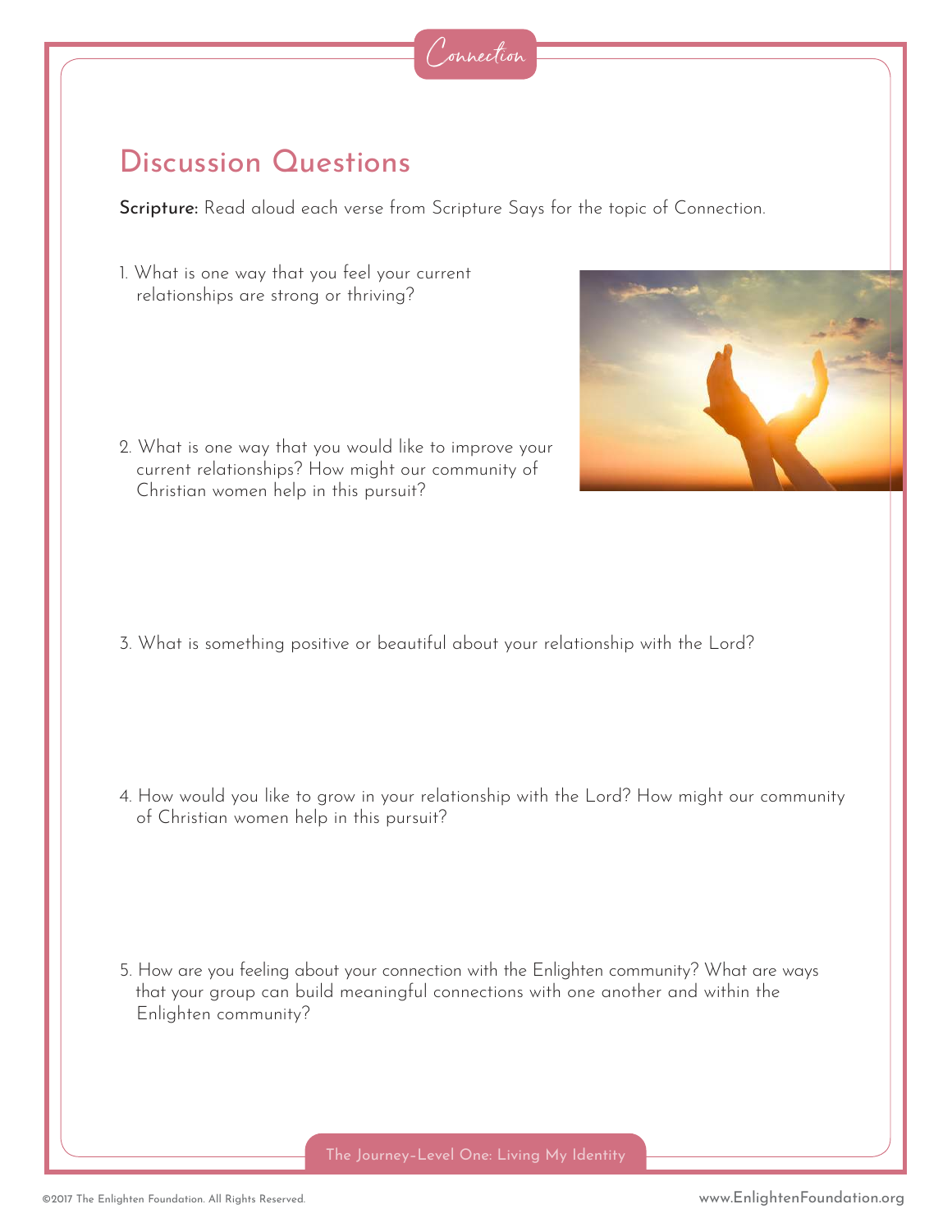Connection

## Discussion Questions

**Scripture:** Read aloud each verse from Scripture Says for the topic of Connection.

1. What is one way that you feel your current relationships are strong or thriving?

2. What is one way that you would like to improve your current relationships? How might our community of Christian women help in this pursuit?

3. What is something positive or beautiful about your relationship with the Lord?

4. How would you like to grow in your relationship with the Lord? How might our community of Christian women help in this pursuit?

5. How are you feeling about your connection with the Enlighten community? What are ways that your group can build meaningful connections with one another and within the Enlighten community?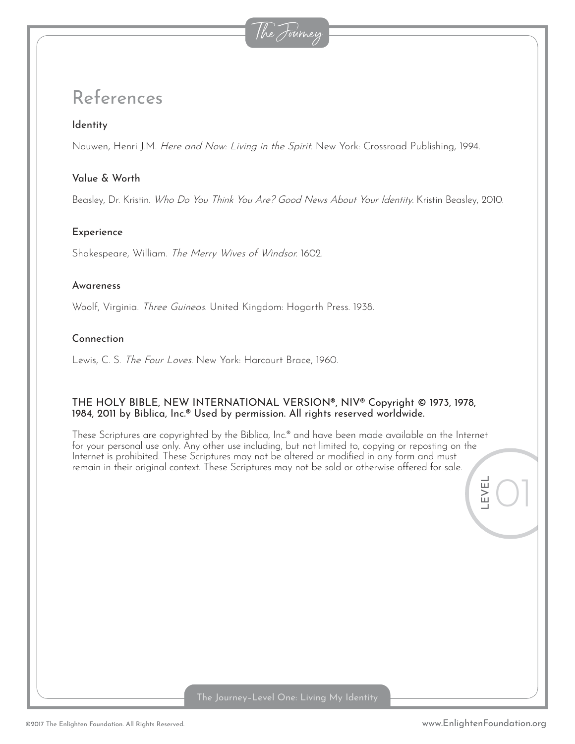# References

### Identity

Nouwen, Henri J.M. *Here and Now: Living in the Spirit*. New York: Crossroad Publishing, 1994.

### Value & Worth

Beasley, Dr. Kristin. *Who Do You Think You Are? Good News About Your Identity.* Kristin Beasley, 2010.

### Experience

Shakespeare, William. *The Merry Wives of Windsor*. 1602.

### Awareness

Woolf, Virginia. *Three Guineas*. United Kingdom: Hogarth Press. 1938.

### Connection

Lewis, C. S. *The Four Loves*. New York: Harcourt Brace, 1960.

**THE HOLY BIBLE, NEW INTERNATIONAL VERSION®, NIV® Copyright © 1973, 1978, 1984, 2011 by Biblica, Inc.® Used by permission. All rights reserved worldwide.**

These Scriptures are copyrighted by the Biblica, Inc.® and have been made available on the Internet for your personal use only. Any other use including, but not limited to, copying or reposting on the Internet is prohibited. These Scriptures may not be altered or modified in any form and must remain in their original context. These Scriptures may not be sold or otherwise offered for sale.